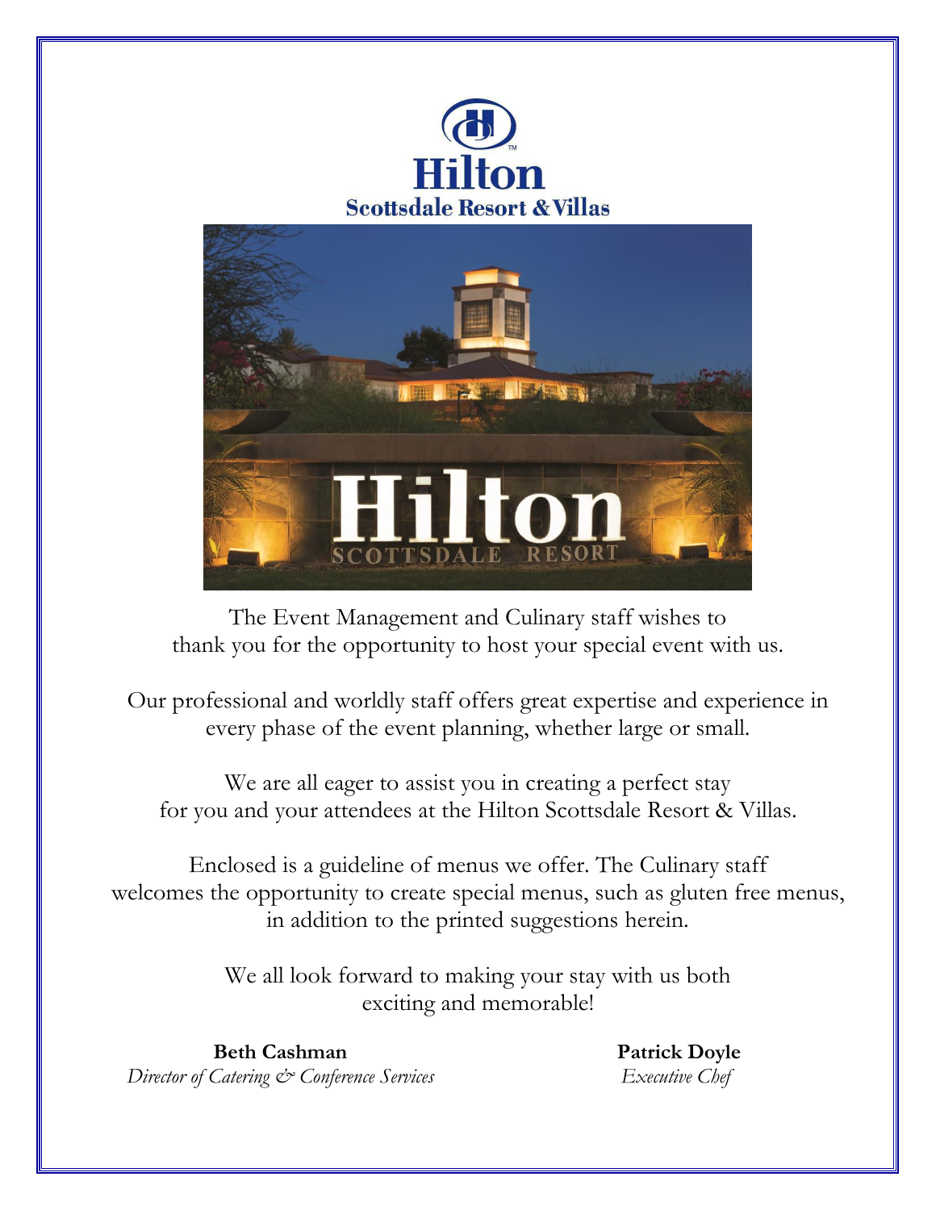# Hilton
## Scottsdale Resort & Villas

The Event Management and Culinary staff wishes to thank you for the opportunity to host your special event with us.

Our professional and worldly staff offers great expertise and experience in every phase of the event planning, whether large or small.

We are all eager to assist you in creating a perfect stay for you and your attendees at the Hilton Scottsdale Resort & Villas.

Enclosed is a guideline of menus we offer. The Culinary staff welcomes the opportunity to create special menus, such as gluten free menus, in addition to the printed suggestions herein.

We all look forward to making your stay with us both exciting and memorable!

**Beth Cashman**
*Director of Catering & Conference Services*

**Patrick Doyle**
*Executive Chef*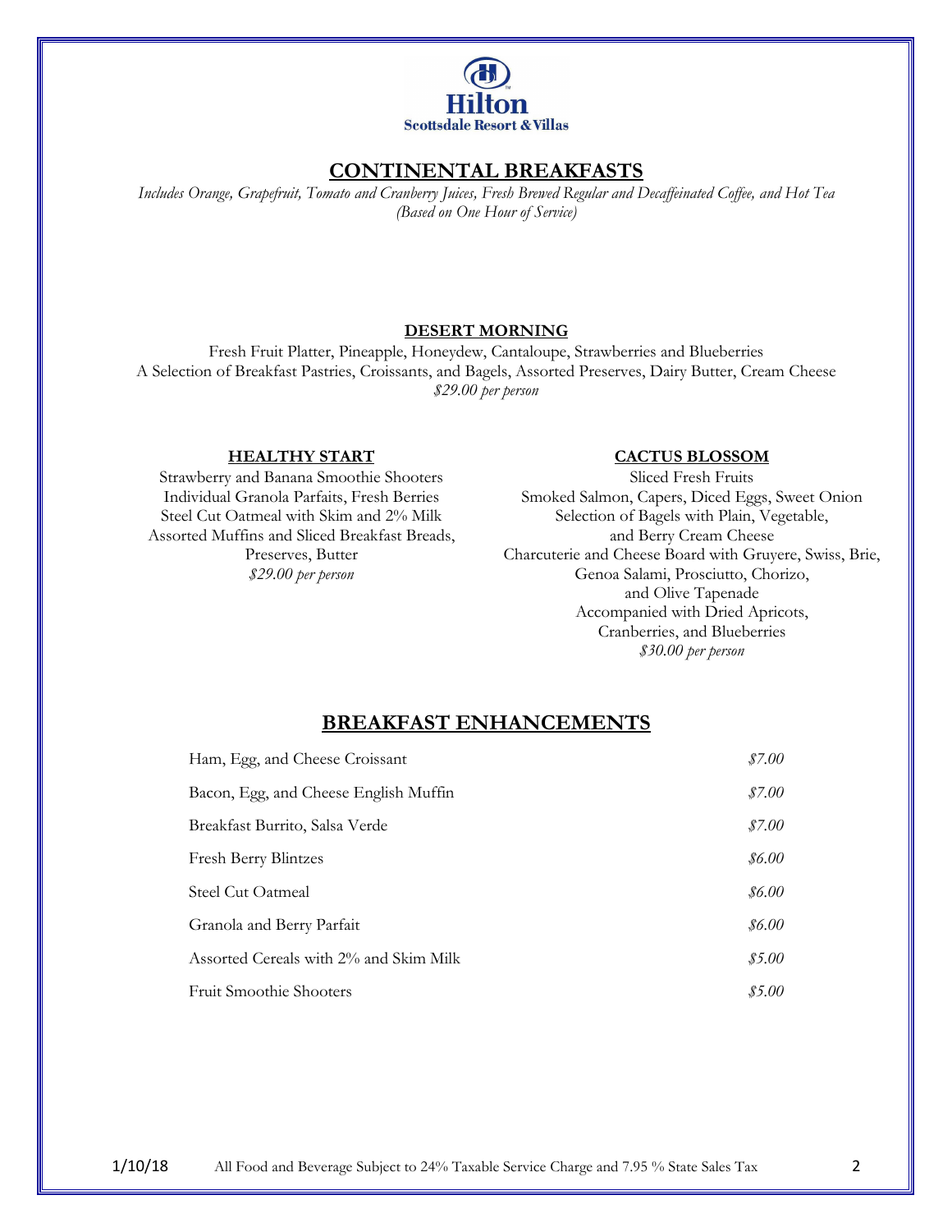# CONTINENTAL BREAKFASTS

*Includes Orange, Grapefruit, Tomato and Cranberry Juices, Fresh Brewed Regular and Decaffeinated Coffee, and Hot Tea (Based on One Hour of Service)*

## DESERT MORNING

Fresh Fruit Platter, Pineapple, Honeydew, Cantaloupe, Strawberries and Blueberries
A Selection of Breakfast Pastries, Croissants, and Bagels, Assorted Preserves, Dairy Butter, Cream Cheese
*$29.00 per person*

## HEALTHY START

Strawberry and Banana Smoothie Shooters
Individual Granola Parfaits, Fresh Berries
Steel Cut Oatmeal with Skim and 2% Milk
Assorted Muffins and Sliced Breakfast Breads, Preserves, Butter
*$29.00 per person*

## CACTUS BLOSSOM

Sliced Fresh Fruits
Smoked Salmon, Capers, Diced Eggs, Sweet Onion
Selection of Bagels with Plain, Vegetable, and Berry Cream Cheese
Charcuterie and Cheese Board with Gruyere, Swiss, Brie, Genoa Salami, Prosciutto, Chorizo, and Olive Tapenade
Accompanied with Dried Apricots, Cranberries, and Blueberries
*$30.00 per person*

# BREAKFAST ENHANCEMENTS

| Item | Price |
| --- | --- |
| Ham, Egg, and Cheese Croissant | *$7.00* |
| Bacon, Egg, and Cheese English Muffin | *$7.00* |
| Breakfast Burrito, Salsa Verde | *$7.00* |
| Fresh Berry Blintzes | *$6.00* |
| Steel Cut Oatmeal | *$6.00* |
| Granola and Berry Parfait | *$6.00* |
| Assorted Cereals with 2% and Skim Milk | *$5.00* |
| Fruit Smoothie Shooters | *$5.00* |

1/10/18 All Food and Beverage Subject to 24% Taxable Service Charge and 7.95 % State Sales Tax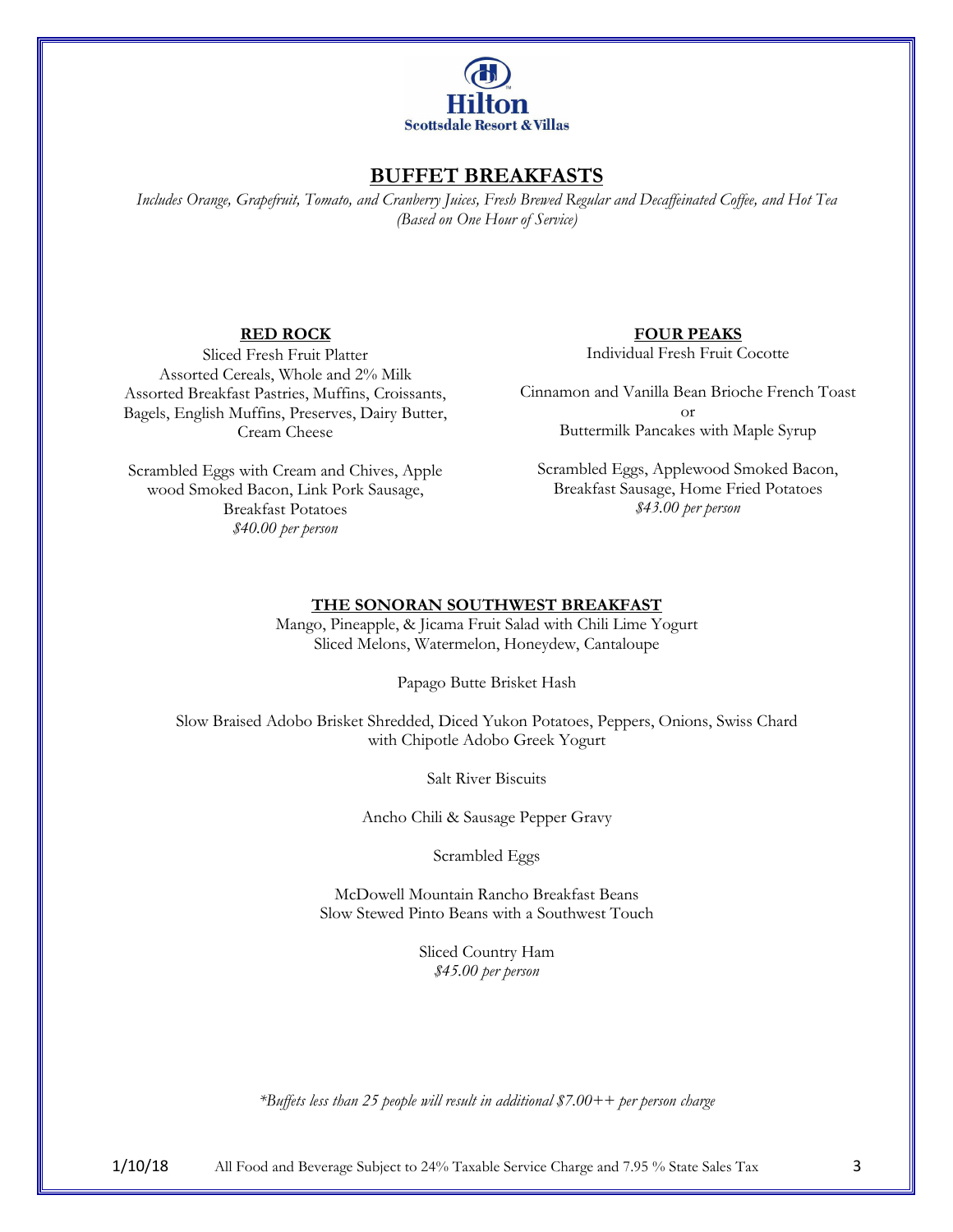Hilton
Scottsdale Resort & Villas

# BUFFET BREAKFASTS

*Includes Orange, Grapefruit, Tomato, and Cranberry Juices, Fresh Brewed Regular and Decaffeinated Coffee, and Hot Tea (Based on One Hour of Service)*

## RED ROCK

Sliced Fresh Fruit Platter
Assorted Cereals, Whole and 2% Milk
Assorted Breakfast Pastries, Muffins, Croissants, Bagels, English Muffins, Preserves, Dairy Butter, Cream Cheese

Scrambled Eggs with Cream and Chives, Apple wood Smoked Bacon, Link Pork Sausage, Breakfast Potatoes
*$40.00 per person*

## FOUR PEAKS

Individual Fresh Fruit Cocotte

Cinnamon and Vanilla Bean Brioche French Toast
or
Buttermilk Pancakes with Maple Syrup

Scrambled Eggs, Applewood Smoked Bacon, Breakfast Sausage, Home Fried Potatoes
*$43.00 per person*

## THE SONORAN SOUTHWEST BREAKFAST

Mango, Pineapple, & Jicama Fruit Salad with Chili Lime Yogurt
Sliced Melons, Watermelon, Honeydew, Cantaloupe

Papago Butte Brisket Hash

Slow Braised Adobo Brisket Shredded, Diced Yukon Potatoes, Peppers, Onions, Swiss Chard with Chipotle Adobo Greek Yogurt

Salt River Biscuits

Ancho Chili & Sausage Pepper Gravy

Scrambled Eggs

McDowell Mountain Rancho Breakfast Beans
Slow Stewed Pinto Beans with a Southwest Touch

Sliced Country Ham
*$45.00 per person*

*\*Buffets less than 25 people will result in additional $7.00++ per person charge*

1/10/18 All Food and Beverage Subject to 24% Taxable Service Charge and 7.95 % State Sales Tax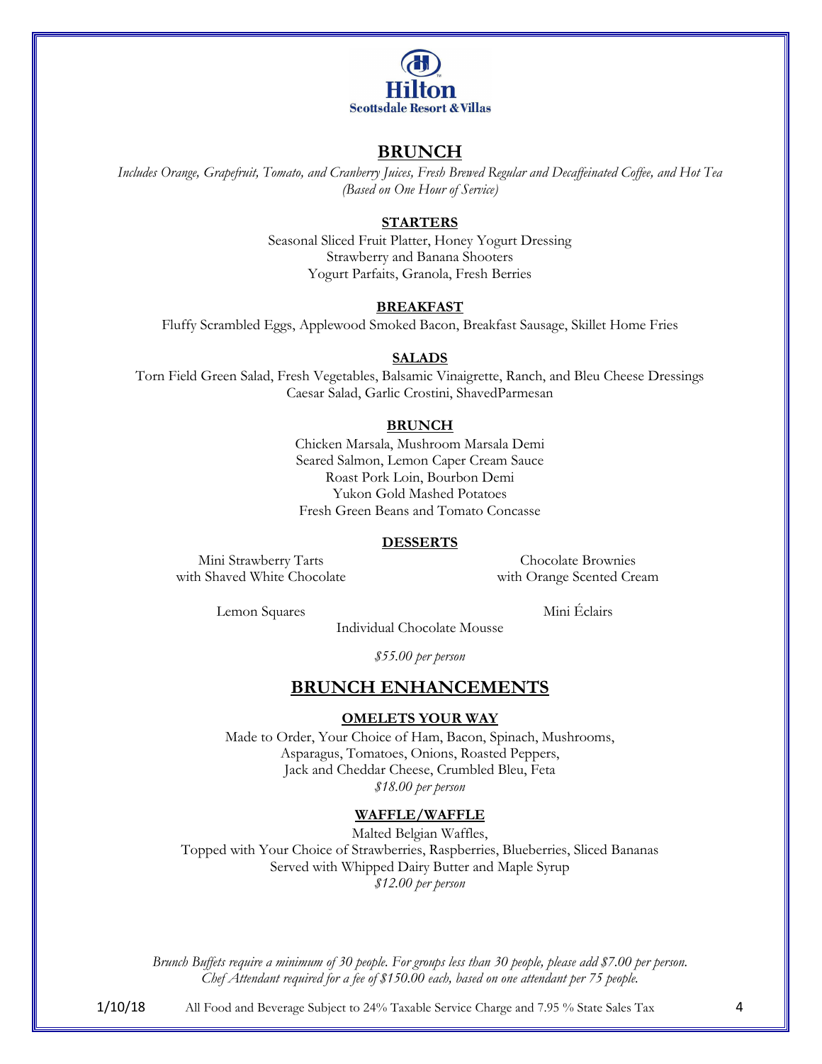Hilton
Scottsdale Resort & Villas

# BRUNCH

*Includes Orange, Grapefruit, Tomato, and Cranberry Juices, Fresh Brewed Regular and Decaffeinated Coffee, and Hot Tea*
*(Based on One Hour of Service)*

## STARTERS

Seasonal Sliced Fruit Platter, Honey Yogurt Dressing
Strawberry and Banana Shooters
Yogurt Parfaits, Granola, Fresh Berries

## BREAKFAST

Fluffy Scrambled Eggs, Applewood Smoked Bacon, Breakfast Sausage, Skillet Home Fries

## SALADS

Torn Field Green Salad, Fresh Vegetables, Balsamic Vinaigrette, Ranch, and Bleu Cheese Dressings
Caesar Salad, Garlic Crostini, ShavedParmesan

## BRUNCH

Chicken Marsala, Mushroom Marsala Demi
Seared Salmon, Lemon Caper Cream Sauce
Roast Pork Loin, Bourbon Demi
Yukon Gold Mashed Potatoes
Fresh Green Beans and Tomato Concasse

## DESSERTS

Mini Strawberry Tarts with Shaved White Chocolate
Chocolate Brownies with Orange Scented Cream
Lemon Squares
Mini Éclairs
Individual Chocolate Mousse

*$55.00 per person*

# BRUNCH ENHANCEMENTS

## OMELETS YOUR WAY

Made to Order, Your Choice of Ham, Bacon, Spinach, Mushrooms,
Asparagus, Tomatoes, Onions, Roasted Peppers,
Jack and Cheddar Cheese, Crumbled Bleu, Feta
*$18.00 per person*

## WAFFLE/WAFFLE

Malted Belgian Waffles,
Topped with Your Choice of Strawberries, Raspberries, Blueberries, Sliced Bananas
Served with Whipped Dairy Butter and Maple Syrup
*$12.00 per person*

*Brunch Buffets require a minimum of 30 people. For groups less than 30 people, please add $7.00 per person.*
*Chef Attendant required for a fee of $150.00 each, based on one attendant per 75 people.*

1/10/18 All Food and Beverage Subject to 24% Taxable Service Charge and 7.95 % State Sales Tax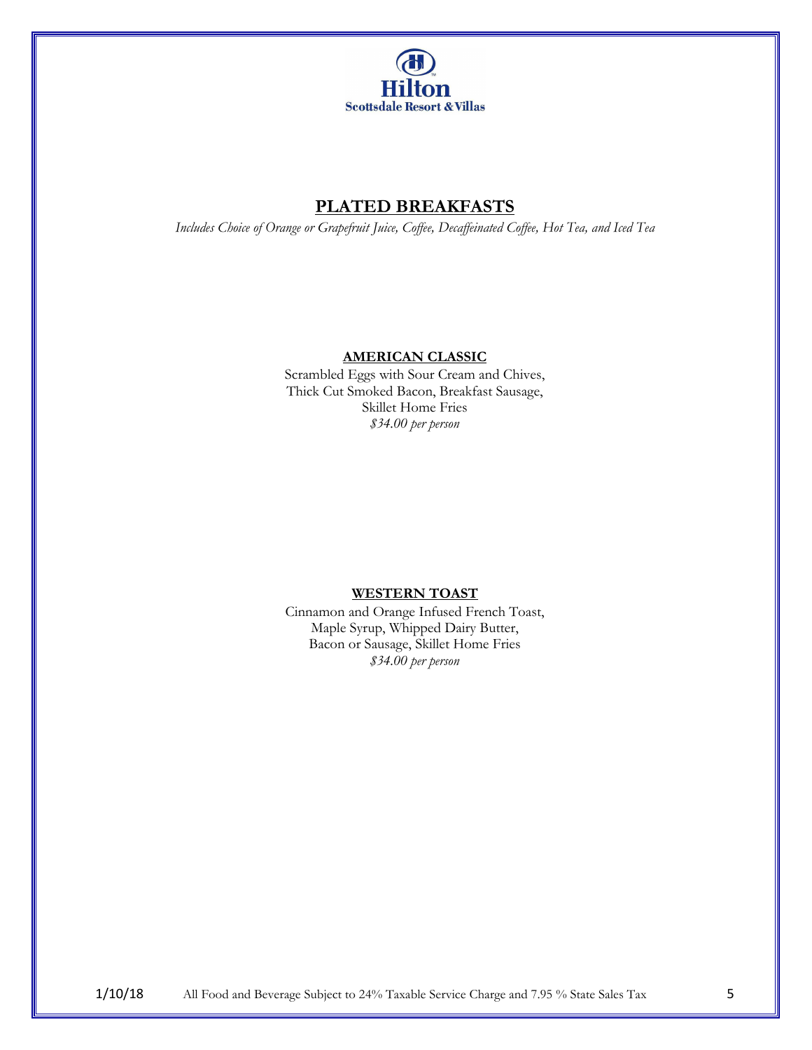Hilton
Scottsdale Resort & Villas

# PLATED BREAKFASTS

*Includes Choice of Orange or Grapefruit Juice, Coffee, Decaffeinated Coffee, Hot Tea, and Iced Tea*

## AMERICAN CLASSIC

Scrambled Eggs with Sour Cream and Chives,
Thick Cut Smoked Bacon, Breakfast Sausage,
Skillet Home Fries
*$34.00 per person*

## WESTERN TOAST

Cinnamon and Orange Infused French Toast,
Maple Syrup, Whipped Dairy Butter,
Bacon or Sausage, Skillet Home Fries
*$34.00 per person*

1/10/18 All Food and Beverage Subject to 24% Taxable Service Charge and 7.95 % State Sales Tax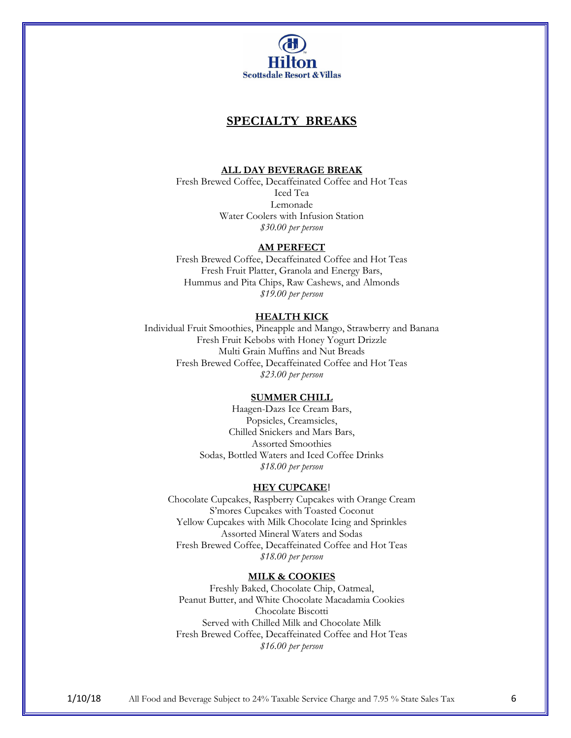# SPECIALTY BREAKS

## ALL DAY BEVERAGE BREAK

Fresh Brewed Coffee, Decaffeinated Coffee and Hot Teas
Iced Tea
Lemonade
Water Coolers with Infusion Station
*$30.00 per person*

## AM PERFECT

Fresh Brewed Coffee, Decaffeinated Coffee and Hot Teas
Fresh Fruit Platter, Granola and Energy Bars,
Hummus and Pita Chips, Raw Cashews, and Almonds
*$19.00 per person*

## HEALTH KICK

Individual Fruit Smoothies, Pineapple and Mango, Strawberry and Banana
Fresh Fruit Kebobs with Honey Yogurt Drizzle
Multi Grain Muffins and Nut Breads
Fresh Brewed Coffee, Decaffeinated Coffee and Hot Teas
*$23.00 per person*

## SUMMER CHILL

Haagen-Dazs Ice Cream Bars,
Popsicles, Creamsicles,
Chilled Snickers and Mars Bars,
Assorted Smoothies
Sodas, Bottled Waters and Iced Coffee Drinks
*$18.00 per person*

## HEY CUPCAKE!

Chocolate Cupcakes, Raspberry Cupcakes with Orange Cream
S'mores Cupcakes with Toasted Coconut
Yellow Cupcakes with Milk Chocolate Icing and Sprinkles
Assorted Mineral Waters and Sodas
Fresh Brewed Coffee, Decaffeinated Coffee and Hot Teas
*$18.00 per person*

## MILK & COOKIES

Freshly Baked, Chocolate Chip, Oatmeal,
Peanut Butter, and White Chocolate Macadamia Cookies
Chocolate Biscotti
Served with Chilled Milk and Chocolate Milk
Fresh Brewed Coffee, Decaffeinated Coffee and Hot Teas
*$16.00 per person*

1/10/18 All Food and Beverage Subject to 24% Taxable Service Charge and 7.95 % State Sales Tax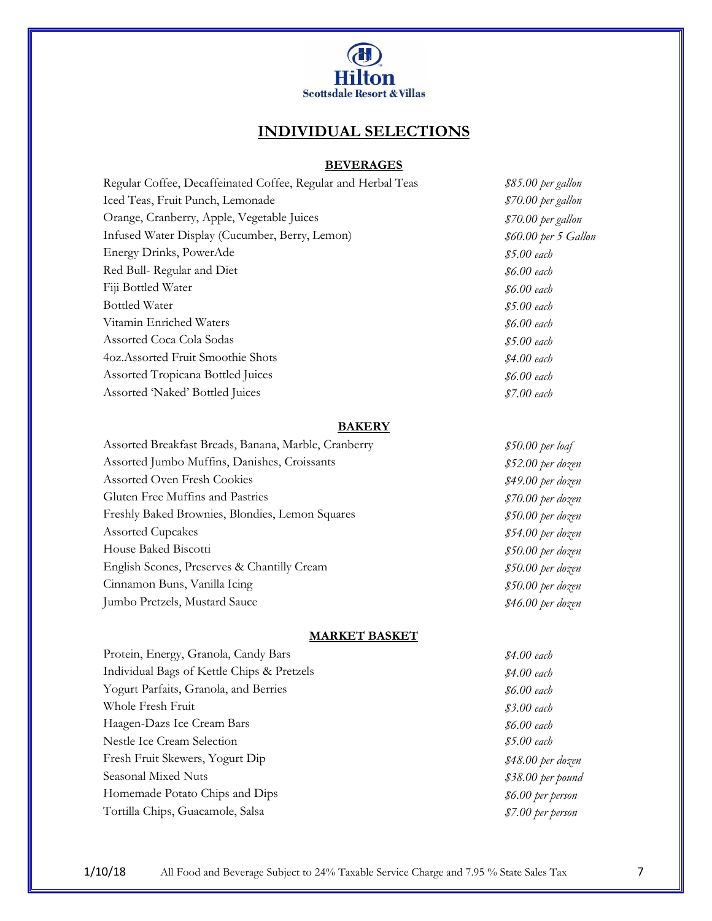Hilton Scottsdale Resort & Villas

# INDIVIDUAL SELECTIONS

## BEVERAGES

| Item | Price |
|---|---|
| Regular Coffee, Decaffeinated Coffee, Regular and Herbal Teas | *$85.00 per gallon* |
| Iced Teas, Fruit Punch, Lemonade | *$70.00 per gallon* |
| Orange, Cranberry, Apple, Vegetable Juices | *$70.00 per gallon* |
| Infused Water Display (Cucumber, Berry, Lemon) | *$60.00 per 5 Gallon* |
| Energy Drinks, PowerAde | *$5.00 each* |
| Red Bull- Regular and Diet | *$6.00 each* |
| Fiji Bottled Water | *$6.00 each* |
| Bottled Water | *$5.00 each* |
| Vitamin Enriched Waters | *$6.00 each* |
| Assorted Coca Cola Sodas | *$5.00 each* |
| 4oz.Assorted Fruit Smoothie Shots | *$4.00 each* |
| Assorted Tropicana Bottled Juices | *$6.00 each* |
| Assorted 'Naked' Bottled Juices | *$7.00 each* |

## BAKERY

| Item | Price |
|---|---|
| Assorted Breakfast Breads, Banana, Marble, Cranberry | *$50.00 per loaf* |
| Assorted Jumbo Muffins, Danishes, Croissants | *$52.00 per dozen* |
| Assorted Oven Fresh Cookies | *$49.00 per dozen* |
| Gluten Free Muffins and Pastries | *$70.00 per dozen* |
| Freshly Baked Brownies, Blondies, Lemon Squares | *$50.00 per dozen* |
| Assorted Cupcakes | *$54.00 per dozen* |
| House Baked Biscotti | *$50.00 per dozen* |
| English Scones, Preserves & Chantilly Cream | *$50.00 per dozen* |
| Cinnamon Buns, Vanilla Icing | *$50.00 per dozen* |
| Jumbo Pretzels, Mustard Sauce | *$46.00 per dozen* |

## MARKET BASKET

| Item | Price |
|---|---|
| Protein, Energy, Granola, Candy Bars | *$4.00 each* |
| Individual Bags of Kettle Chips & Pretzels | *$4.00 each* |
| Yogurt Parfaits, Granola, and Berries | *$6.00 each* |
| Whole Fresh Fruit | *$3.00 each* |
| Haagen-Dazs Ice Cream Bars | *$6.00 each* |
| Nestle Ice Cream Selection | *$5.00 each* |
| Fresh Fruit Skewers, Yogurt Dip | *$48.00 per dozen* |
| Seasonal Mixed Nuts | *$38.00 per pound* |
| Homemade Potato Chips and Dips | *$6.00 per person* |
| Tortilla Chips, Guacamole, Salsa | *$7.00 per person* |

1/10/18 All Food and Beverage Subject to 24% Taxable Service Charge and 7.95 % State Sales Tax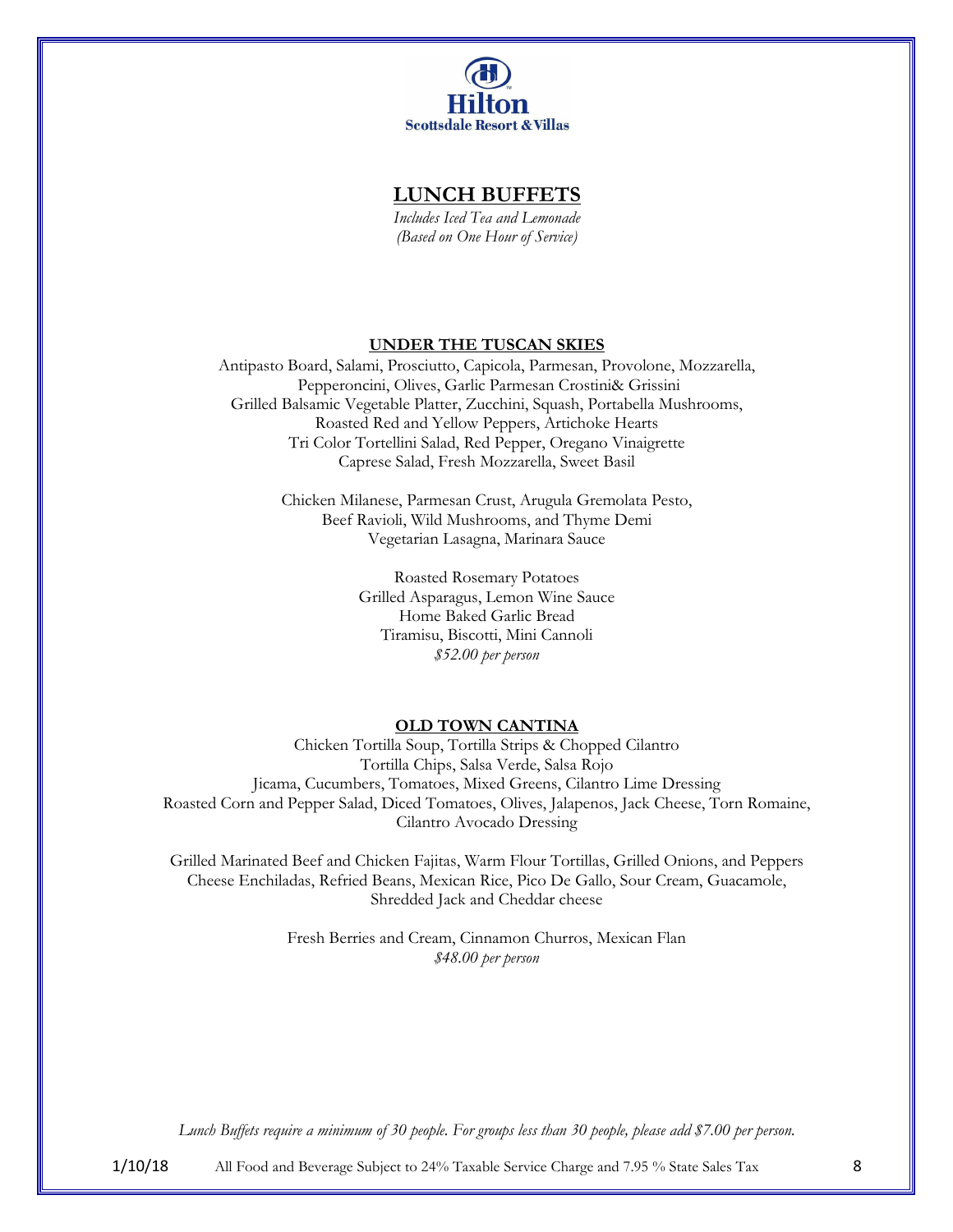Hilton
Scottsdale Resort & Villas

# LUNCH BUFFETS

*Includes Iced Tea and Lemonade*
*(Based on One Hour of Service)*

## UNDER THE TUSCAN SKIES

Antipasto Board, Salami, Prosciutto, Capicola, Parmesan, Provolone, Mozzarella, Pepperoncini, Olives, Garlic Parmesan Crostini& Grissini
Grilled Balsamic Vegetable Platter, Zucchini, Squash, Portabella Mushrooms, Roasted Red and Yellow Peppers, Artichoke Hearts
Tri Color Tortellini Salad, Red Pepper, Oregano Vinaigrette
Caprese Salad, Fresh Mozzarella, Sweet Basil

Chicken Milanese, Parmesan Crust, Arugula Gremolata Pesto,
Beef Ravioli, Wild Mushrooms, and Thyme Demi
Vegetarian Lasagna, Marinara Sauce

Roasted Rosemary Potatoes
Grilled Asparagus, Lemon Wine Sauce
Home Baked Garlic Bread
Tiramisu, Biscotti, Mini Cannoli
*$52.00 per person*

## OLD TOWN CANTINA

Chicken Tortilla Soup, Tortilla Strips & Chopped Cilantro
Tortilla Chips, Salsa Verde, Salsa Rojo
Jicama, Cucumbers, Tomatoes, Mixed Greens, Cilantro Lime Dressing
Roasted Corn and Pepper Salad, Diced Tomatoes, Olives, Jalapenos, Jack Cheese, Torn Romaine, Cilantro Avocado Dressing

Grilled Marinated Beef and Chicken Fajitas, Warm Flour Tortillas, Grilled Onions, and Peppers
Cheese Enchiladas, Refried Beans, Mexican Rice, Pico De Gallo, Sour Cream, Guacamole, Shredded Jack and Cheddar cheese

Fresh Berries and Cream, Cinnamon Churros, Mexican Flan
*$48.00 per person*

*Lunch Buffets require a minimum of 30 people. For groups less than 30 people, please add $7.00 per person.*

1/10/18 All Food and Beverage Subject to 24% Taxable Service Charge and 7.95 % State Sales Tax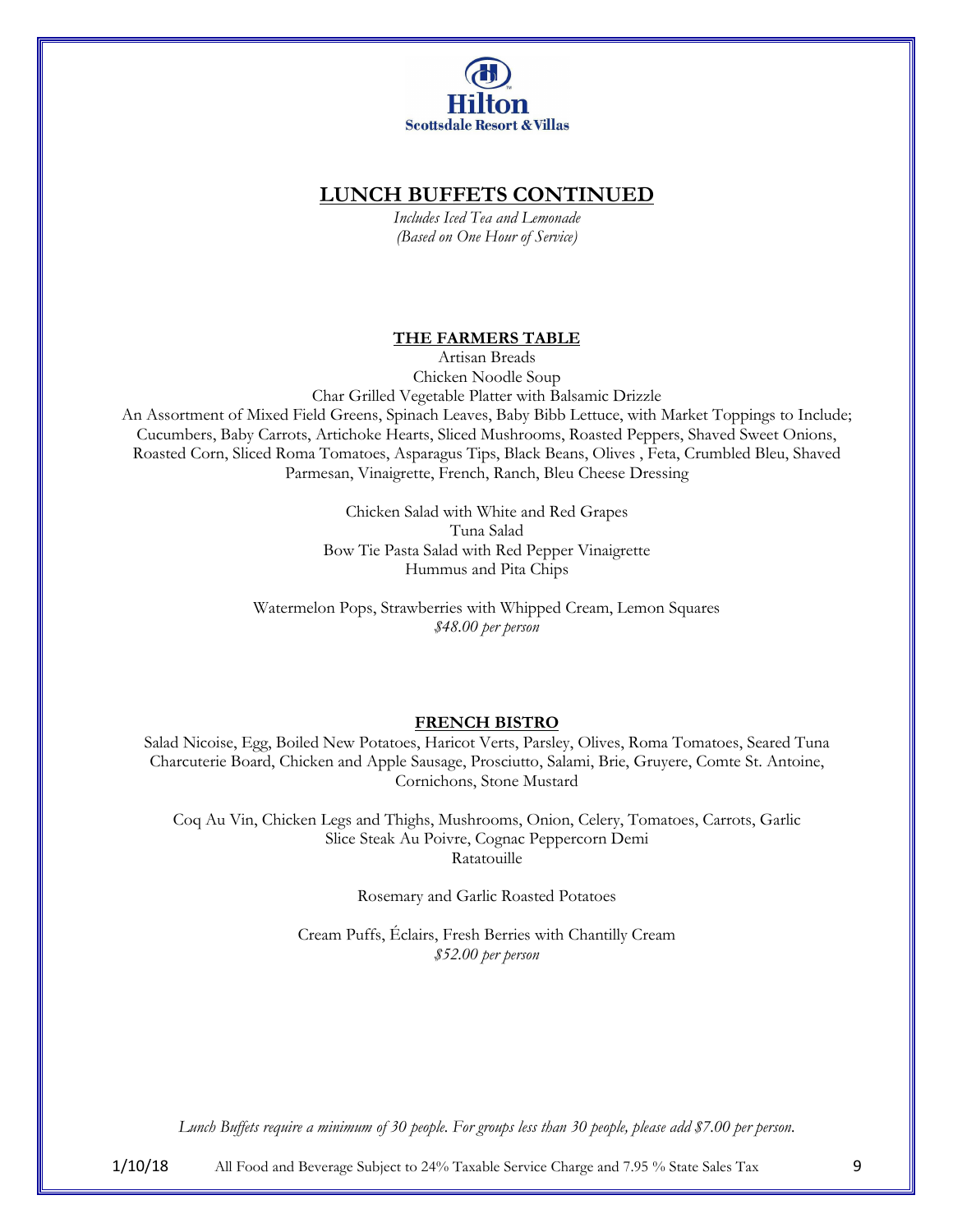Hilton
Scottsdale Resort & Villas

# LUNCH BUFFETS CONTINUED

*Includes Iced Tea and Lemonade*
*(Based on One Hour of Service)*

## THE FARMERS TABLE

Artisan Breads
Chicken Noodle Soup
Char Grilled Vegetable Platter with Balsamic Drizzle
An Assortment of Mixed Field Greens, Spinach Leaves, Baby Bibb Lettuce, with Market Toppings to Include; Cucumbers, Baby Carrots, Artichoke Hearts, Sliced Mushrooms, Roasted Peppers, Shaved Sweet Onions, Roasted Corn, Sliced Roma Tomatoes, Asparagus Tips, Black Beans, Olives , Feta, Crumbled Bleu, Shaved Parmesan, Vinaigrette, French, Ranch, Bleu Cheese Dressing

Chicken Salad with White and Red Grapes
Tuna Salad
Bow Tie Pasta Salad with Red Pepper Vinaigrette
Hummus and Pita Chips

Watermelon Pops, Strawberries with Whipped Cream, Lemon Squares
*$48.00 per person*

## FRENCH BISTRO

Salad Nicoise, Egg, Boiled New Potatoes, Haricot Verts, Parsley, Olives, Roma Tomatoes, Seared Tuna
Charcuterie Board, Chicken and Apple Sausage, Prosciutto, Salami, Brie, Gruyere, Comte St. Antoine, Cornichons, Stone Mustard

Coq Au Vin, Chicken Legs and Thighs, Mushrooms, Onion, Celery, Tomatoes, Carrots, Garlic
Slice Steak Au Poivre, Cognac Peppercorn Demi
Ratatouille

Rosemary and Garlic Roasted Potatoes

Cream Puffs, Éclairs, Fresh Berries with Chantilly Cream
*$52.00 per person*

*Lunch Buffets require a minimum of 30 people. For groups less than 30 people, please add $7.00 per person.*

1/10/18 All Food and Beverage Subject to 24% Taxable Service Charge and 7.95 % State Sales Tax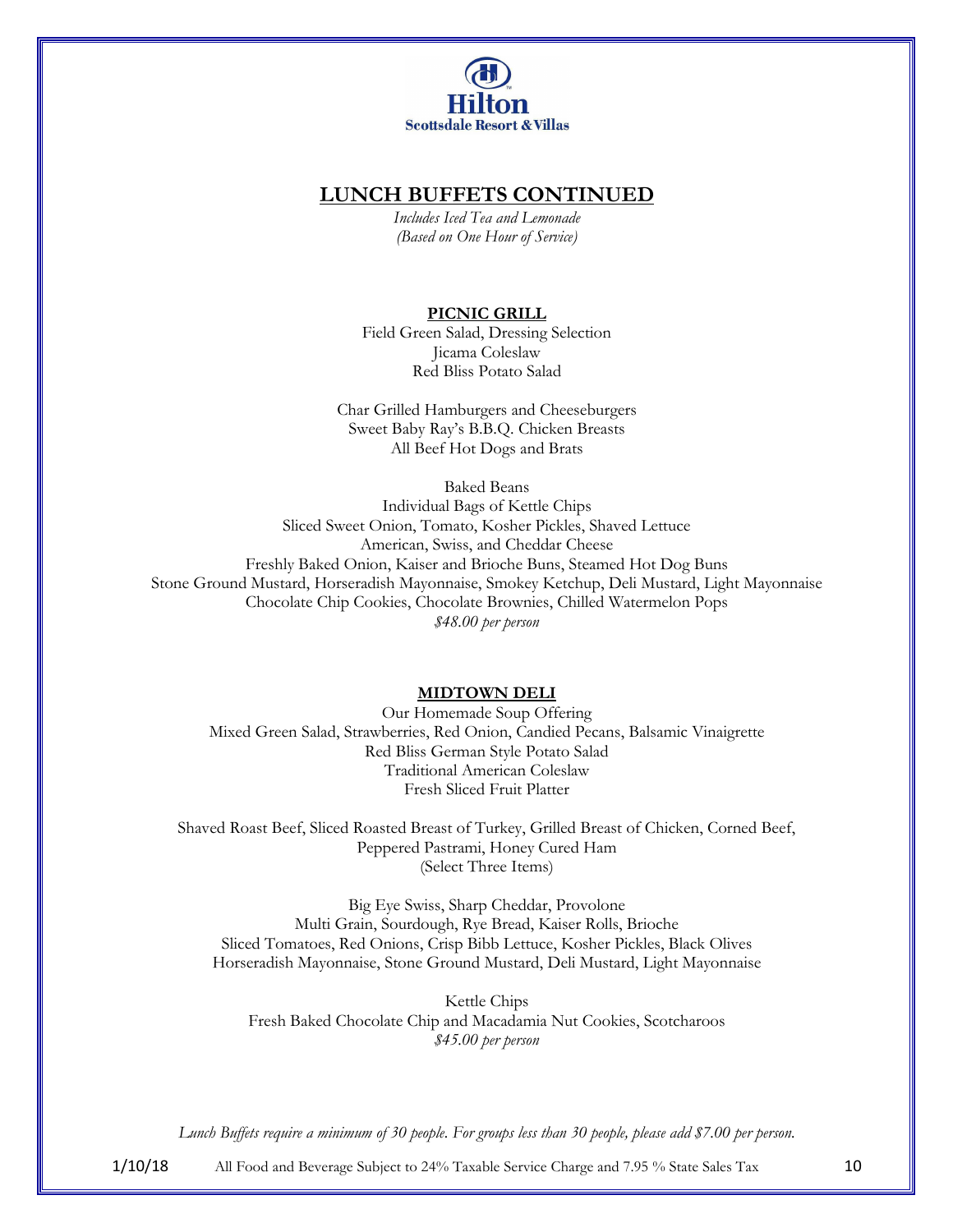Hilton
Scottsdale Resort & Villas

## LUNCH BUFFETS CONTINUED

*Includes Iced Tea and Lemonade*
*(Based on One Hour of Service)*

### PICNIC GRILL

Field Green Salad, Dressing Selection
Jicama Coleslaw
Red Bliss Potato Salad

Char Grilled Hamburgers and Cheeseburgers
Sweet Baby Ray's B.B.Q. Chicken Breasts
All Beef Hot Dogs and Brats

Baked Beans
Individual Bags of Kettle Chips
Sliced Sweet Onion, Tomato, Kosher Pickles, Shaved Lettuce
American, Swiss, and Cheddar Cheese
Freshly Baked Onion, Kaiser and Brioche Buns, Steamed Hot Dog Buns
Stone Ground Mustard, Horseradish Mayonnaise, Smokey Ketchup, Deli Mustard, Light Mayonnaise
Chocolate Chip Cookies, Chocolate Brownies, Chilled Watermelon Pops
*$48.00 per person*

### MIDTOWN DELI

Our Homemade Soup Offering
Mixed Green Salad, Strawberries, Red Onion, Candied Pecans, Balsamic Vinaigrette
Red Bliss German Style Potato Salad
Traditional American Coleslaw
Fresh Sliced Fruit Platter

Shaved Roast Beef, Sliced Roasted Breast of Turkey, Grilled Breast of Chicken, Corned Beef, Peppered Pastrami, Honey Cured Ham
(Select Three Items)

Big Eye Swiss, Sharp Cheddar, Provolone
Multi Grain, Sourdough, Rye Bread, Kaiser Rolls, Brioche
Sliced Tomatoes, Red Onions, Crisp Bibb Lettuce, Kosher Pickles, Black Olives
Horseradish Mayonnaise, Stone Ground Mustard, Deli Mustard, Light Mayonnaise

Kettle Chips
Fresh Baked Chocolate Chip and Macadamia Nut Cookies, Scotcharoos
*$45.00 per person*

*Lunch Buffets require a minimum of 30 people. For groups less than 30 people, please add $7.00 per person.*

1/10/18 All Food and Beverage Subject to 24% Taxable Service Charge and 7.95 % State Sales Tax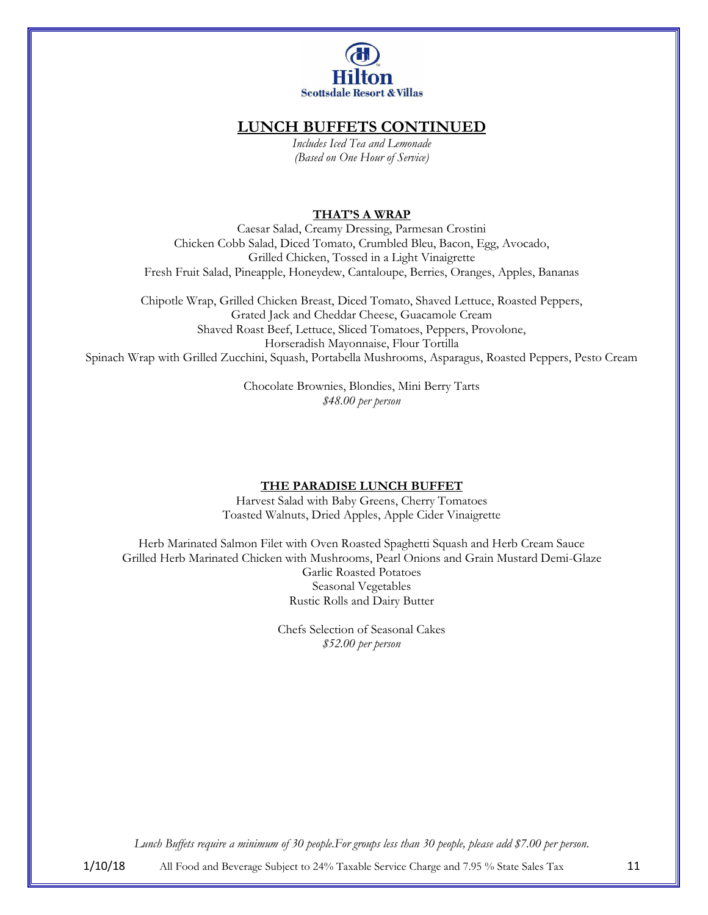Hilton
Scottsdale Resort & Villas

## LUNCH BUFFETS CONTINUED

*Includes Iced Tea and Lemonade*
*(Based on One Hour of Service)*

### THAT'S A WRAP

Caesar Salad, Creamy Dressing, Parmesan Crostini
Chicken Cobb Salad, Diced Tomato, Crumbled Bleu, Bacon, Egg, Avocado,
Grilled Chicken, Tossed in a Light Vinaigrette
Fresh Fruit Salad, Pineapple, Honeydew, Cantaloupe, Berries, Oranges, Apples, Bananas

Chipotle Wrap, Grilled Chicken Breast, Diced Tomato, Shaved Lettuce, Roasted Peppers,
Grated Jack and Cheddar Cheese, Guacamole Cream
Shaved Roast Beef, Lettuce, Sliced Tomatoes, Peppers, Provolone,
Horseradish Mayonnaise, Flour Tortilla
Spinach Wrap with Grilled Zucchini, Squash, Portabella Mushrooms, Asparagus, Roasted Peppers, Pesto Cream

Chocolate Brownies, Blondies, Mini Berry Tarts
*$48.00 per person*

### THE PARADISE LUNCH BUFFET

Harvest Salad with Baby Greens, Cherry Tomatoes
Toasted Walnuts, Dried Apples, Apple Cider Vinaigrette

Herb Marinated Salmon Filet with Oven Roasted Spaghetti Squash and Herb Cream Sauce
Grilled Herb Marinated Chicken with Mushrooms, Pearl Onions and Grain Mustard Demi-Glaze
Garlic Roasted Potatoes
Seasonal Vegetables
Rustic Rolls and Dairy Butter

Chefs Selection of Seasonal Cakes
*$52.00 per person*

*Lunch Buffets require a minimum of 30 people.For groups less than 30 people, please add $7.00 per person.*

1/10/18 All Food and Beverage Subject to 24% Taxable Service Charge and 7.95 % State Sales Tax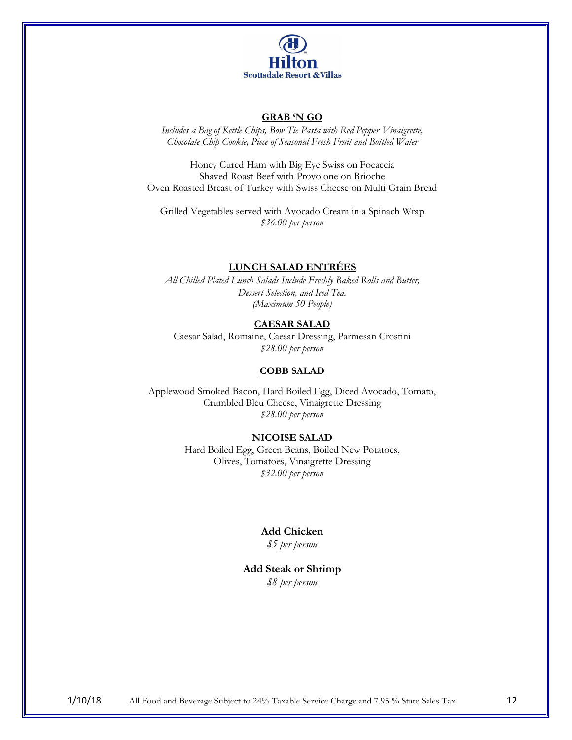Hilton
Scottsdale Resort & Villas

## GRAB 'N GO

*Includes a Bag of Kettle Chips, Bow Tie Pasta with Red Pepper Vinaigrette, Chocolate Chip Cookie, Piece of Seasonal Fresh Fruit and Bottled Water*

Honey Cured Ham with Big Eye Swiss on Focaccia
Shaved Roast Beef with Provolone on Brioche
Oven Roasted Breast of Turkey with Swiss Cheese on Multi Grain Bread

Grilled Vegetables served with Avocado Cream in a Spinach Wrap
*$36.00 per person*

## LUNCH SALAD ENTRÉES

*All Chilled Plated Lunch Salads Include Freshly Baked Rolls and Butter, Dessert Selection, and Iced Tea.*
*(Maximum 50 People)*

### CAESAR SALAD

Caesar Salad, Romaine, Caesar Dressing, Parmesan Crostini
*$28.00 per person*

### COBB SALAD

Applewood Smoked Bacon, Hard Boiled Egg, Diced Avocado, Tomato, Crumbled Bleu Cheese, Vinaigrette Dressing
*$28.00 per person*

### NICOISE SALAD

Hard Boiled Egg, Green Beans, Boiled New Potatoes, Olives, Tomatoes, Vinaigrette Dressing
*$32.00 per person*

**Add Chicken**
*$5 per person*

**Add Steak or Shrimp**
*$8 per person*

1/10/18 All Food and Beverage Subject to 24% Taxable Service Charge and 7.95 % State Sales Tax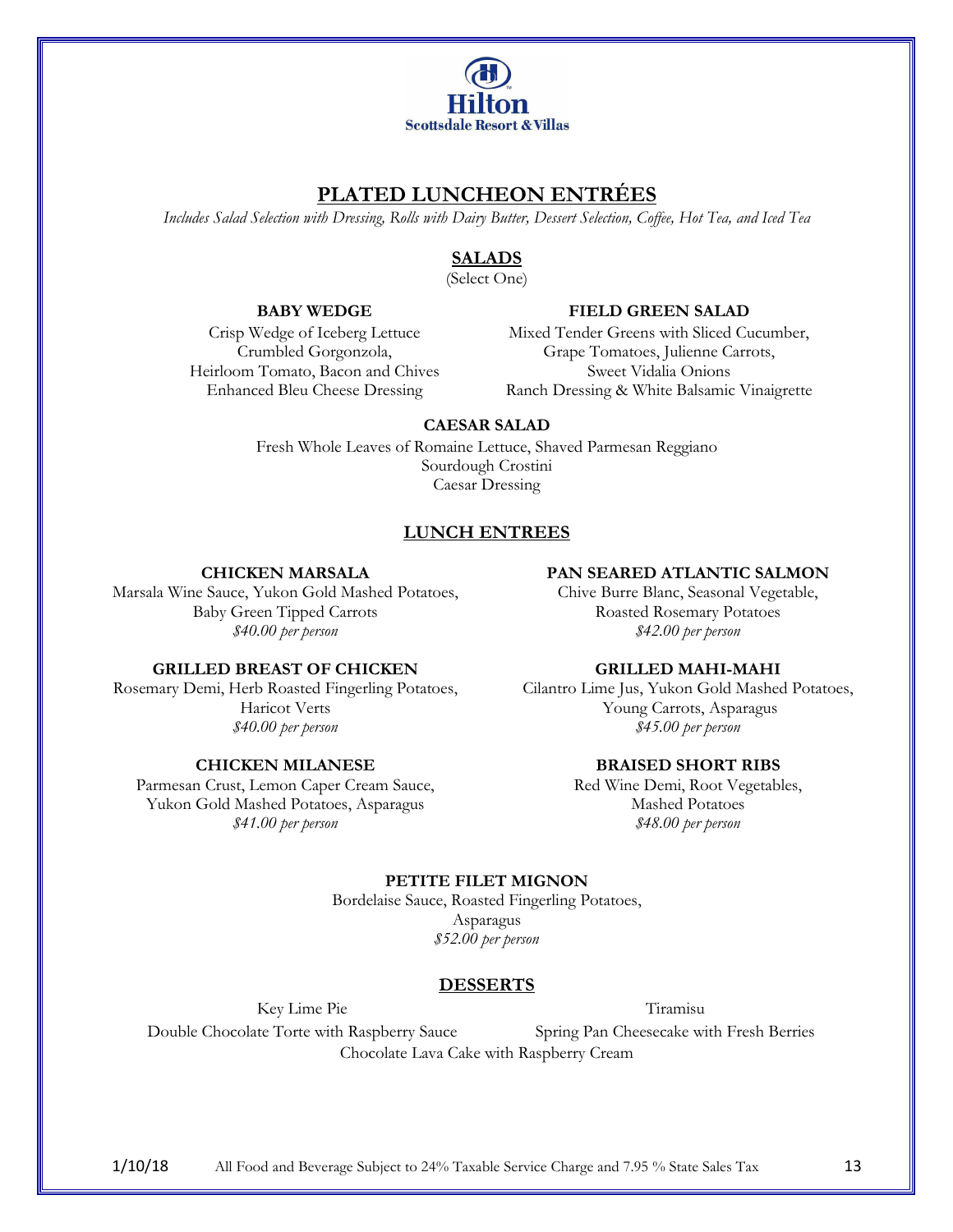Hilton
Scottsdale Resort & Villas

# PLATED LUNCHEON ENTRÉES

*Includes Salad Selection with Dressing, Rolls with Dairy Butter, Dessert Selection, Coffee, Hot Tea, and Iced Tea*

## SALADS

(Select One)

**BABY WEDGE**
Crisp Wedge of Iceberg Lettuce
Crumbled Gorgonzola,
Heirloom Tomato, Bacon and Chives
Enhanced Bleu Cheese Dressing

**FIELD GREEN SALAD**
Mixed Tender Greens with Sliced Cucumber,
Grape Tomatoes, Julienne Carrots,
Sweet Vidalia Onions
Ranch Dressing & White Balsamic Vinaigrette

**CAESAR SALAD**
Fresh Whole Leaves of Romaine Lettuce, Shaved Parmesan Reggiano
Sourdough Crostini
Caesar Dressing

## LUNCH ENTREES

**CHICKEN MARSALA**
Marsala Wine Sauce, Yukon Gold Mashed Potatoes,
Baby Green Tipped Carrots
*$40.00 per person*

**GRILLED BREAST OF CHICKEN**
Rosemary Demi, Herb Roasted Fingerling Potatoes,
Haricot Verts
*$40.00 per person*

**CHICKEN MILANESE**
Parmesan Crust, Lemon Caper Cream Sauce,
Yukon Gold Mashed Potatoes, Asparagus
*$41.00 per person*

**PAN SEARED ATLANTIC SALMON**
Chive Burre Blanc, Seasonal Vegetable,
Roasted Rosemary Potatoes
*$42.00 per person*

**GRILLED MAHI-MAHI**
Cilantro Lime Jus, Yukon Gold Mashed Potatoes,
Young Carrots, Asparagus
*$45.00 per person*

**BRAISED SHORT RIBS**
Red Wine Demi, Root Vegetables,
Mashed Potatoes
*$48.00 per person*

**PETITE FILET MIGNON**
Bordelaise Sauce, Roasted Fingerling Potatoes,
Asparagus
*$52.00 per person*

## DESSERTS

Key Lime Pie
Tiramisu
Double Chocolate Torte with Raspberry Sauce
Spring Pan Cheesecake with Fresh Berries
Chocolate Lava Cake with Raspberry Cream

1/10/18 All Food and Beverage Subject to 24% Taxable Service Charge and 7.95 % State Sales Tax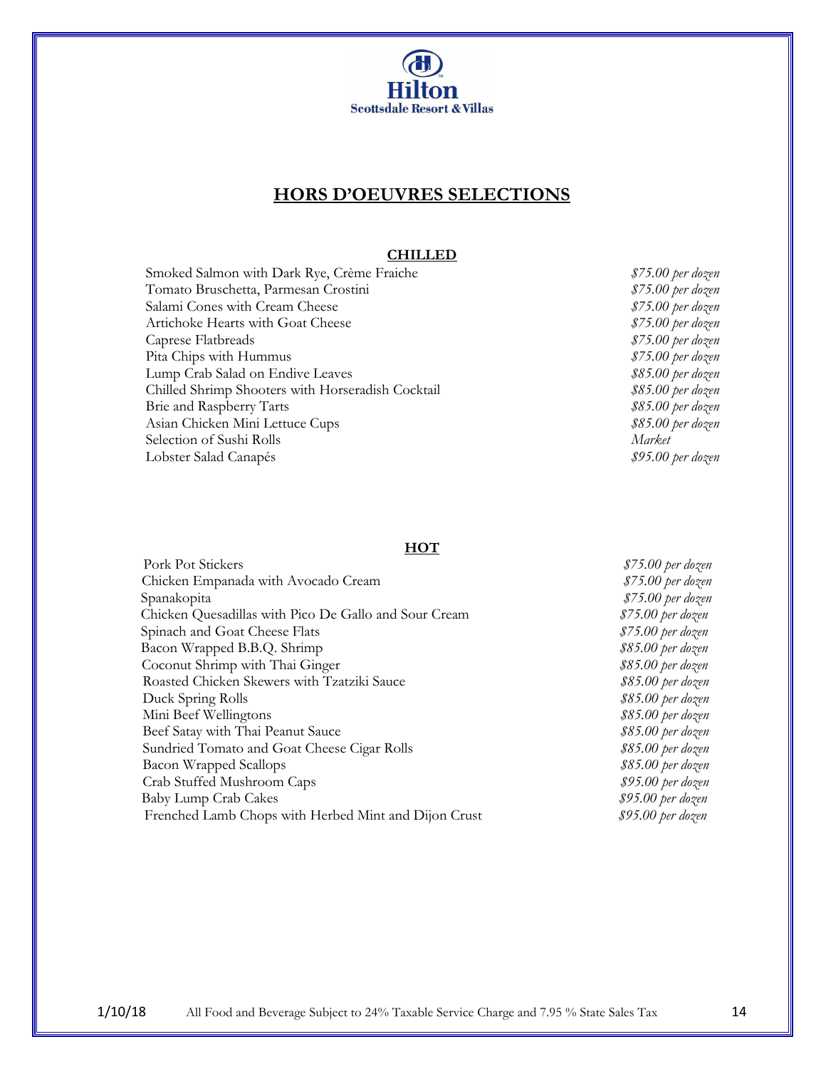**Hilton**
**Scottsdale Resort & Villas**

# HORS D'OEUVRES SELECTIONS

## CHILLED

| Item | Price |
| --- | --- |
| Smoked Salmon with Dark Rye, Crème Fraiche | *$75.00 per dozen* |
| Tomato Bruschetta, Parmesan Crostini | *$75.00 per dozen* |
| Salami Cones with Cream Cheese | *$75.00 per dozen* |
| Artichoke Hearts with Goat Cheese | *$75.00 per dozen* |
| Caprese Flatbreads | *$75.00 per dozen* |
| Pita Chips with Hummus | *$75.00 per dozen* |
| Lump Crab Salad on Endive Leaves | *$85.00 per dozen* |
| Chilled Shrimp Shooters with Horseradish Cocktail | *$85.00 per dozen* |
| Brie and Raspberry Tarts | *$85.00 per dozen* |
| Asian Chicken Mini Lettuce Cups | *$85.00 per dozen* |
| Selection of Sushi Rolls | *Market* |
| Lobster Salad Canapés | *$95.00 per dozen* |

## HOT

| Item | Price |
| --- | --- |
| Pork Pot Stickers | *$75.00 per dozen* |
| Chicken Empanada with Avocado Cream | *$75.00 per dozen* |
| Spanakopita | *$75.00 per dozen* |
| Chicken Quesadillas with Pico De Gallo and Sour Cream | *$75.00 per dozen* |
| Spinach and Goat Cheese Flats | *$75.00 per dozen* |
| Bacon Wrapped B.B.Q. Shrimp | *$85.00 per dozen* |
| Coconut Shrimp with Thai Ginger | *$85.00 per dozen* |
| Roasted Chicken Skewers with Tzatziki Sauce | *$85.00 per dozen* |
| Duck Spring Rolls | *$85.00 per dozen* |
| Mini Beef Wellingtons | *$85.00 per dozen* |
| Beef Satay with Thai Peanut Sauce | *$85.00 per dozen* |
| Sundried Tomato and Goat Cheese Cigar Rolls | *$85.00 per dozen* |
| Bacon Wrapped Scallops | *$85.00 per dozen* |
| Crab Stuffed Mushroom Caps | *$95.00 per dozen* |
| Baby Lump Crab Cakes | *$95.00 per dozen* |
| Frenched Lamb Chops with Herbed Mint and Dijon Crust | *$95.00 per dozen* |

1/10/18 All Food and Beverage Subject to 24% Taxable Service Charge and 7.95 % State Sales Tax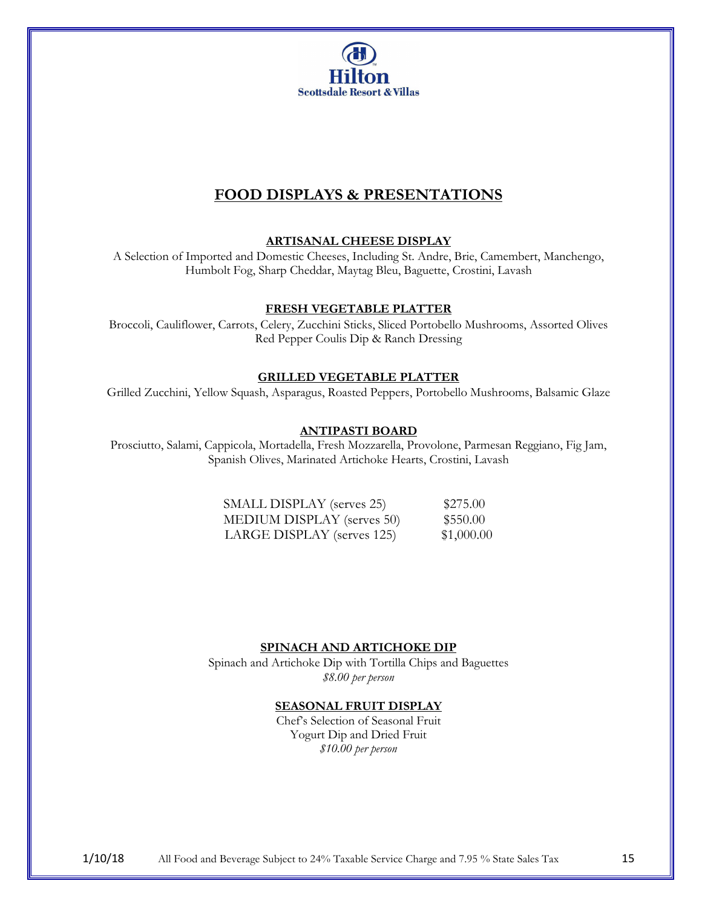## FOOD DISPLAYS & PRESENTATIONS

### ARTISANAL CHEESE DISPLAY

A Selection of Imported and Domestic Cheeses, Including St. Andre, Brie, Camembert, Manchengo, Humbolt Fog, Sharp Cheddar, Maytag Bleu, Baguette, Crostini, Lavash

### FRESH VEGETABLE PLATTER

Broccoli, Cauliflower, Carrots, Celery, Zucchini Sticks, Sliced Portobello Mushrooms, Assorted Olives
Red Pepper Coulis Dip & Ranch Dressing

### GRILLED VEGETABLE PLATTER

Grilled Zucchini, Yellow Squash, Asparagus, Roasted Peppers, Portobello Mushrooms, Balsamic Glaze

### ANTIPASTI BOARD

Prosciutto, Salami, Cappicola, Mortadella, Fresh Mozzarella, Provolone, Parmesan Reggiano, Fig Jam, Spanish Olives, Marinated Artichoke Hearts, Crostini, Lavash

| | |
|---|---|
| SMALL DISPLAY (serves 25) | $275.00 |
| MEDIUM DISPLAY (serves 50) | $550.00 |
| LARGE DISPLAY (serves 125) | $1,000.00 |

### SPINACH AND ARTICHOKE DIP

Spinach and Artichoke Dip with Tortilla Chips and Baguettes
*$8.00 per person*

### SEASONAL FRUIT DISPLAY

Chef's Selection of Seasonal Fruit
Yogurt Dip and Dried Fruit
*$10.00 per person*

1/10/18 All Food and Beverage Subject to 24% Taxable Service Charge and 7.95 % State Sales Tax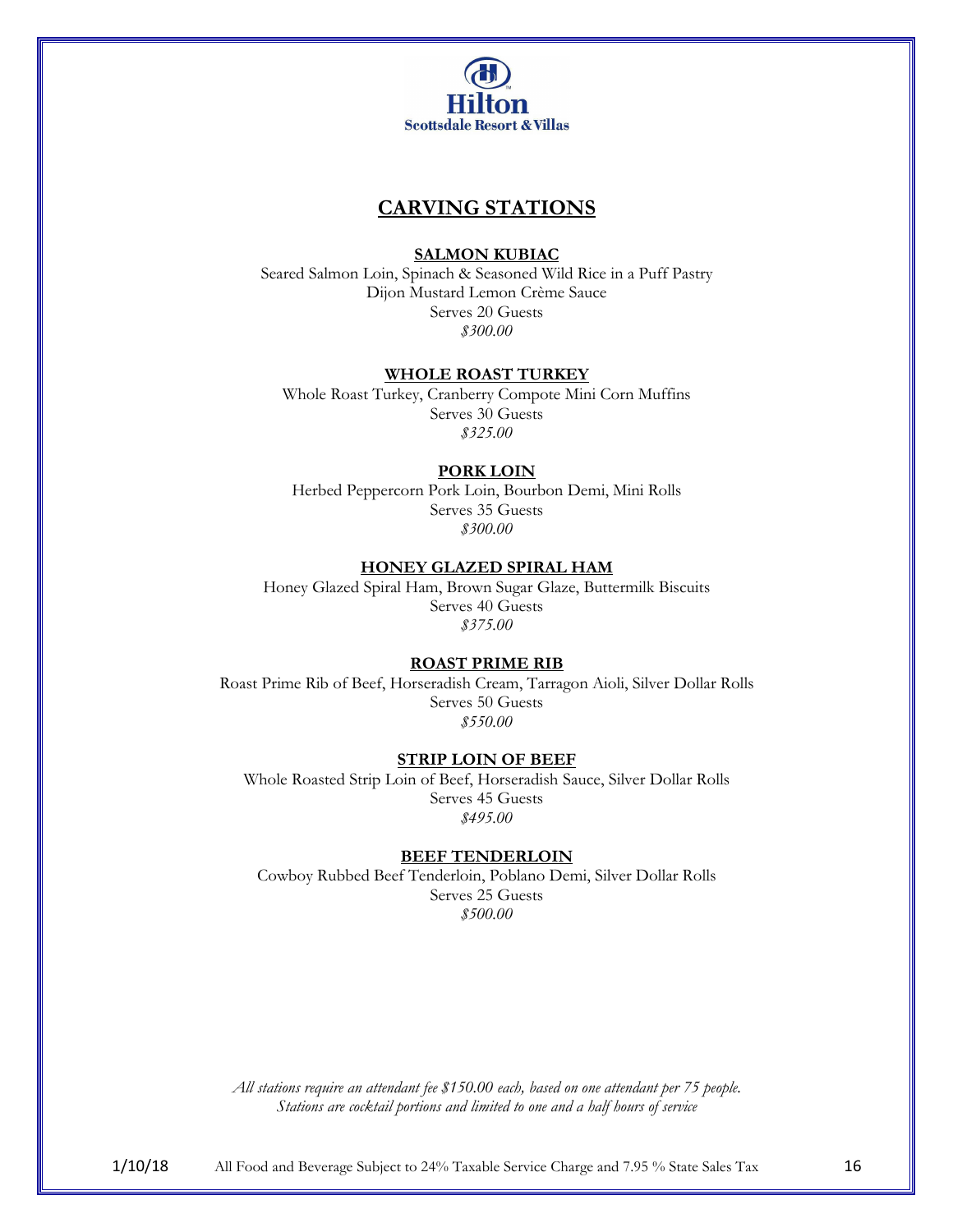Hilton
Scottsdale Resort & Villas

# CARVING STATIONS

**SALMON KUBIAC**

Seared Salmon Loin, Spinach & Seasoned Wild Rice in a Puff Pastry
Dijon Mustard Lemon Crème Sauce
Serves 20 Guests
*$300.00*

**WHOLE ROAST TURKEY**

Whole Roast Turkey, Cranberry Compote Mini Corn Muffins
Serves 30 Guests
*$325.00*

**PORK LOIN**

Herbed Peppercorn Pork Loin, Bourbon Demi, Mini Rolls
Serves 35 Guests
*$300.00*

**HONEY GLAZED SPIRAL HAM**

Honey Glazed Spiral Ham, Brown Sugar Glaze, Buttermilk Biscuits
Serves 40 Guests
*$375.00*

**ROAST PRIME RIB**

Roast Prime Rib of Beef, Horseradish Cream, Tarragon Aioli, Silver Dollar Rolls
Serves 50 Guests
*$550.00*

**STRIP LOIN OF BEEF**

Whole Roasted Strip Loin of Beef, Horseradish Sauce, Silver Dollar Rolls
Serves 45 Guests
*$495.00*

**BEEF TENDERLOIN**

Cowboy Rubbed Beef Tenderloin, Poblano Demi, Silver Dollar Rolls
Serves 25 Guests
*$500.00*

*All stations require an attendant fee $150.00 each, based on one attendant per 75 people.*
*Stations are cocktail portions and limited to one and a half hours of service*

1/10/18 All Food and Beverage Subject to 24% Taxable Service Charge and 7.95 % State Sales Tax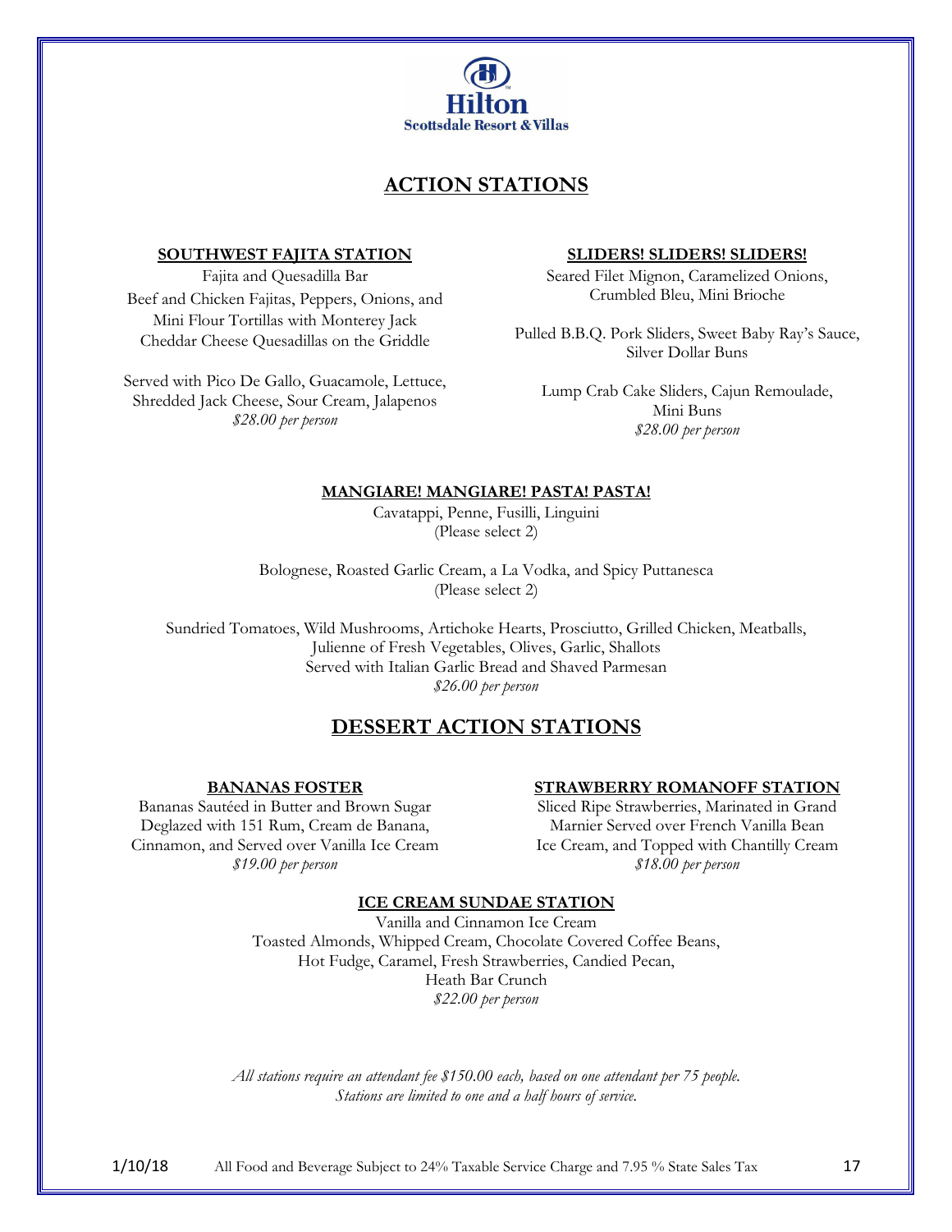Hilton
Scottsdale Resort & Villas

# ACTION STATIONS

## SOUTHWEST FAJITA STATION

Fajita and Quesadilla Bar
Beef and Chicken Fajitas, Peppers, Onions, and Mini Flour Tortillas with Monterey Jack Cheddar Cheese Quesadillas on the Griddle

Served with Pico De Gallo, Guacamole, Lettuce, Shredded Jack Cheese, Sour Cream, Jalapenos
*$28.00 per person*

## SLIDERS! SLIDERS! SLIDERS!

Seared Filet Mignon, Caramelized Onions, Crumbled Bleu, Mini Brioche

Pulled B.B.Q. Pork Sliders, Sweet Baby Ray's Sauce, Silver Dollar Buns

Lump Crab Cake Sliders, Cajun Remoulade, Mini Buns
*$28.00 per person*

## MANGIARE! MANGIARE! PASTA! PASTA!

Cavatappi, Penne, Fusilli, Linguini
(Please select 2)

Bolognese, Roasted Garlic Cream, a La Vodka, and Spicy Puttanesca
(Please select 2)

Sundried Tomatoes, Wild Mushrooms, Artichoke Hearts, Prosciutto, Grilled Chicken, Meatballs, Julienne of Fresh Vegetables, Olives, Garlic, Shallots
Served with Italian Garlic Bread and Shaved Parmesan
*$26.00 per person*

# DESSERT ACTION STATIONS

## BANANAS FOSTER

Bananas Sautéed in Butter and Brown Sugar Deglazed with 151 Rum, Cream de Banana, Cinnamon, and Served over Vanilla Ice Cream
*$19.00 per person*

## STRAWBERRY ROMANOFF STATION

Sliced Ripe Strawberries, Marinated in Grand Marnier Served over French Vanilla Bean Ice Cream, and Topped with Chantilly Cream
*$18.00 per person*

## ICE CREAM SUNDAE STATION

Vanilla and Cinnamon Ice Cream
Toasted Almonds, Whipped Cream, Chocolate Covered Coffee Beans, Hot Fudge, Caramel, Fresh Strawberries, Candied Pecan, Heath Bar Crunch
*$22.00 per person*

*All stations require an attendant fee $150.00 each, based on one attendant per 75 people.*
*Stations are limited to one and a half hours of service.*

1/10/18 All Food and Beverage Subject to 24% Taxable Service Charge and 7.95 % State Sales Tax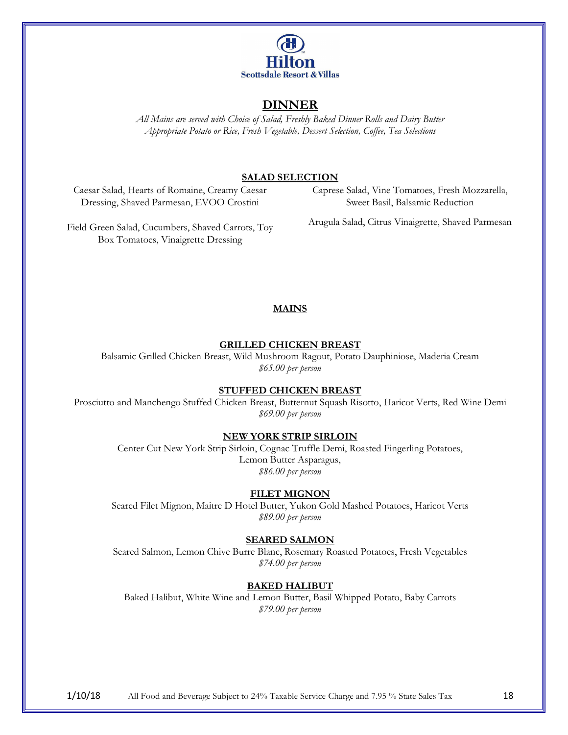Hilton
Scottsdale Resort & Villas

# DINNER

*All Mains are served with Choice of Salad, Freshly Baked Dinner Rolls and Dairy Butter*
*Appropriate Potato or Rice, Fresh Vegetable, Dessert Selection, Coffee, Tea Selections*

## SALAD SELECTION

Caesar Salad, Hearts of Romaine, Creamy Caesar Dressing, Shaved Parmesan, EVOO Crostini

Caprese Salad, Vine Tomatoes, Fresh Mozzarella, Sweet Basil, Balsamic Reduction

Field Green Salad, Cucumbers, Shaved Carrots, Toy Box Tomatoes, Vinaigrette Dressing

Arugula Salad, Citrus Vinaigrette, Shaved Parmesan

## MAINS

### GRILLED CHICKEN BREAST

Balsamic Grilled Chicken Breast, Wild Mushroom Ragout, Potato Dauphiniose, Maderia Cream
*$65.00 per person*

### STUFFED CHICKEN BREAST

Prosciutto and Manchengo Stuffed Chicken Breast, Butternut Squash Risotto, Haricot Verts, Red Wine Demi
*$69.00 per person*

### NEW YORK STRIP SIRLOIN

Center Cut New York Strip Sirloin, Cognac Truffle Demi, Roasted Fingerling Potatoes, Lemon Butter Asparagus,
*$86.00 per person*

### FILET MIGNON

Seared Filet Mignon, Maitre D Hotel Butter, Yukon Gold Mashed Potatoes, Haricot Verts
*$89.00 per person*

### SEARED SALMON

Seared Salmon, Lemon Chive Burre Blanc, Rosemary Roasted Potatoes, Fresh Vegetables
*$74.00 per person*

### BAKED HALIBUT

Baked Halibut, White Wine and Lemon Butter, Basil Whipped Potato, Baby Carrots
*$79.00 per person*

1/10/18 All Food and Beverage Subject to 24% Taxable Service Charge and 7.95 % State Sales Tax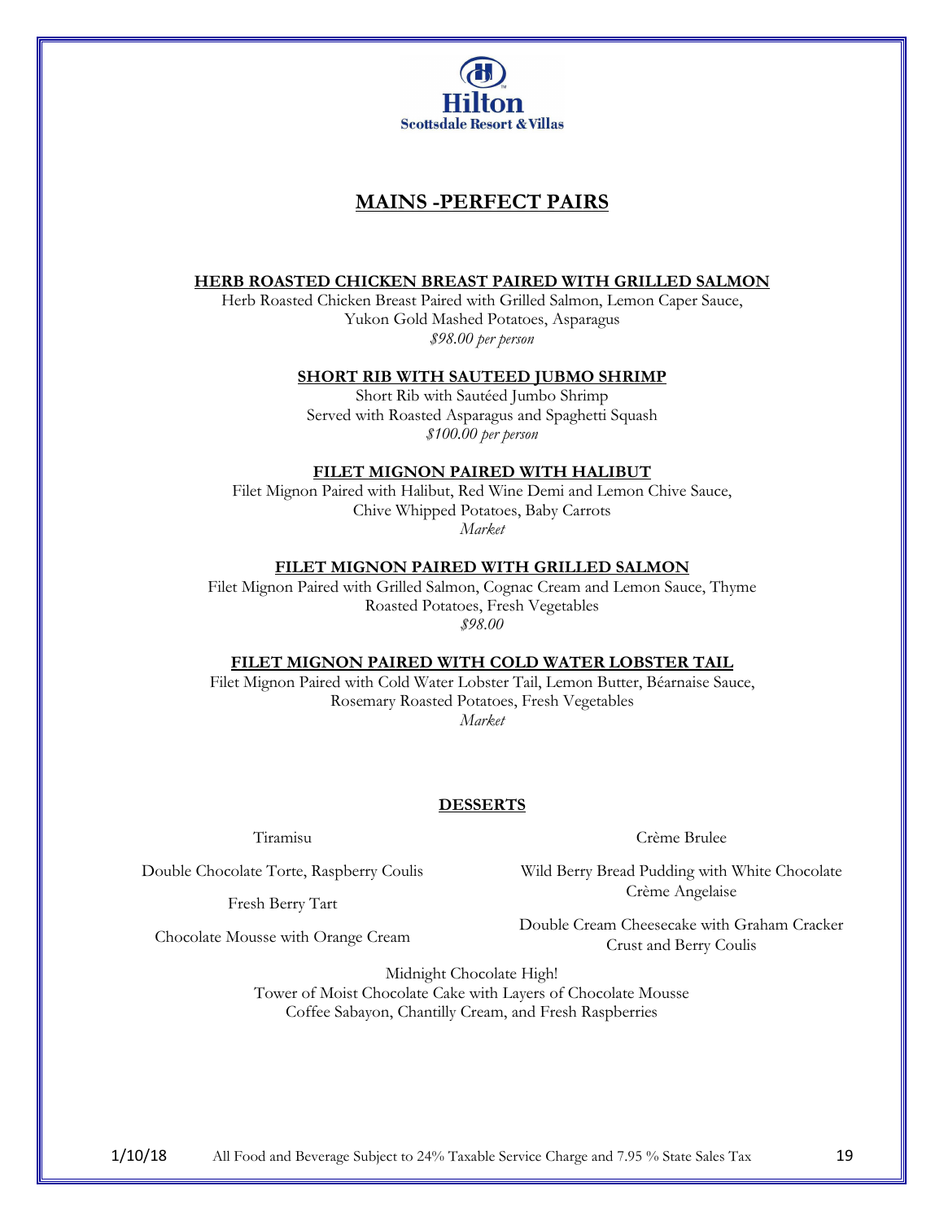Hilton
Scottsdale Resort & Villas

# MAINS -PERFECT PAIRS

### HERB ROASTED CHICKEN BREAST PAIRED WITH GRILLED SALMON

Herb Roasted Chicken Breast Paired with Grilled Salmon, Lemon Caper Sauce,
Yukon Gold Mashed Potatoes, Asparagus
*$98.00 per person*

### SHORT RIB WITH SAUTEED JUBMO SHRIMP

Short Rib with Sautéed Jumbo Shrimp
Served with Roasted Asparagus and Spaghetti Squash
*$100.00 per person*

### FILET MIGNON PAIRED WITH HALIBUT

Filet Mignon Paired with Halibut, Red Wine Demi and Lemon Chive Sauce,
Chive Whipped Potatoes, Baby Carrots
*Market*

### FILET MIGNON PAIRED WITH GRILLED SALMON

Filet Mignon Paired with Grilled Salmon, Cognac Cream and Lemon Sauce, Thyme
Roasted Potatoes, Fresh Vegetables
*$98.00*

### FILET MIGNON PAIRED WITH COLD WATER LOBSTER TAIL

Filet Mignon Paired with Cold Water Lobster Tail, Lemon Butter, Béarnaise Sauce,
Rosemary Roasted Potatoes, Fresh Vegetables
*Market*

## DESSERTS

Tiramisu

Double Chocolate Torte, Raspberry Coulis

Fresh Berry Tart

Chocolate Mousse with Orange Cream

Crème Brulee

Wild Berry Bread Pudding with White Chocolate Crème Angelaise

Double Cream Cheesecake with Graham Cracker Crust and Berry Coulis

Midnight Chocolate High!
Tower of Moist Chocolate Cake with Layers of Chocolate Mousse
Coffee Sabayon, Chantilly Cream, and Fresh Raspberries

1/10/18 All Food and Beverage Subject to 24% Taxable Service Charge and 7.95 % State Sales Tax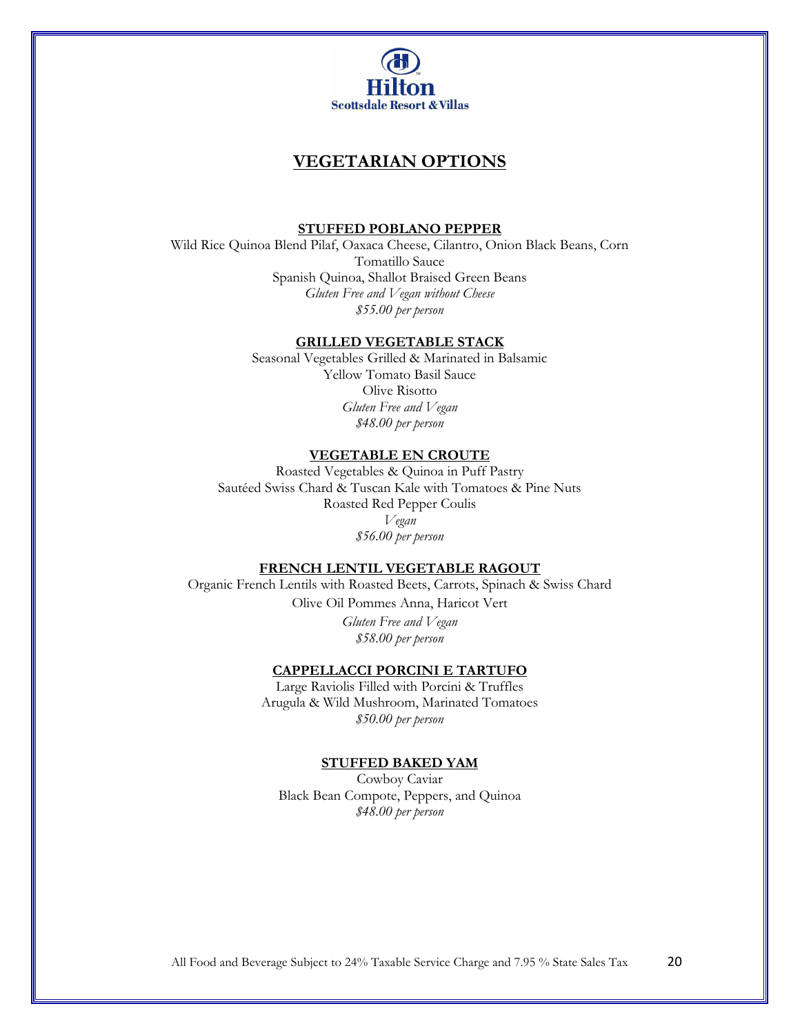Hilton
Scottsdale Resort & Villas

# VEGETARIAN OPTIONS

## STUFFED POBLANO PEPPER

Wild Rice Quinoa Blend Pilaf, Oaxaca Cheese, Cilantro, Onion Black Beans, Corn
Tomatillo Sauce
Spanish Quinoa, Shallot Braised Green Beans
*Gluten Free and Vegan without Cheese*
*$55.00 per person*

## GRILLED VEGETABLE STACK

Seasonal Vegetables Grilled & Marinated in Balsamic
Yellow Tomato Basil Sauce
Olive Risotto
*Gluten Free and Vegan*
*$48.00 per person*

## VEGETABLE EN CROUTE

Roasted Vegetables & Quinoa in Puff Pastry
Sautéed Swiss Chard & Tuscan Kale with Tomatoes & Pine Nuts
Roasted Red Pepper Coulis
*Vegan*
*$56.00 per person*

## FRENCH LENTIL VEGETABLE RAGOUT

Organic French Lentils with Roasted Beets, Carrots, Spinach & Swiss Chard
Olive Oil Pommes Anna, Haricot Vert
*Gluten Free and Vegan*
*$58.00 per person*

## CAPPELLACCI PORCINI E TARTUFO

Large Raviolis Filled with Porcini & Truffles
Arugula & Wild Mushroom, Marinated Tomatoes
*$50.00 per person*

## STUFFED BAKED YAM

Cowboy Caviar
Black Bean Compote, Peppers, and Quinoa
*$48.00 per person*

All Food and Beverage Subject to 24% Taxable Service Charge and 7.95 % State Sales Tax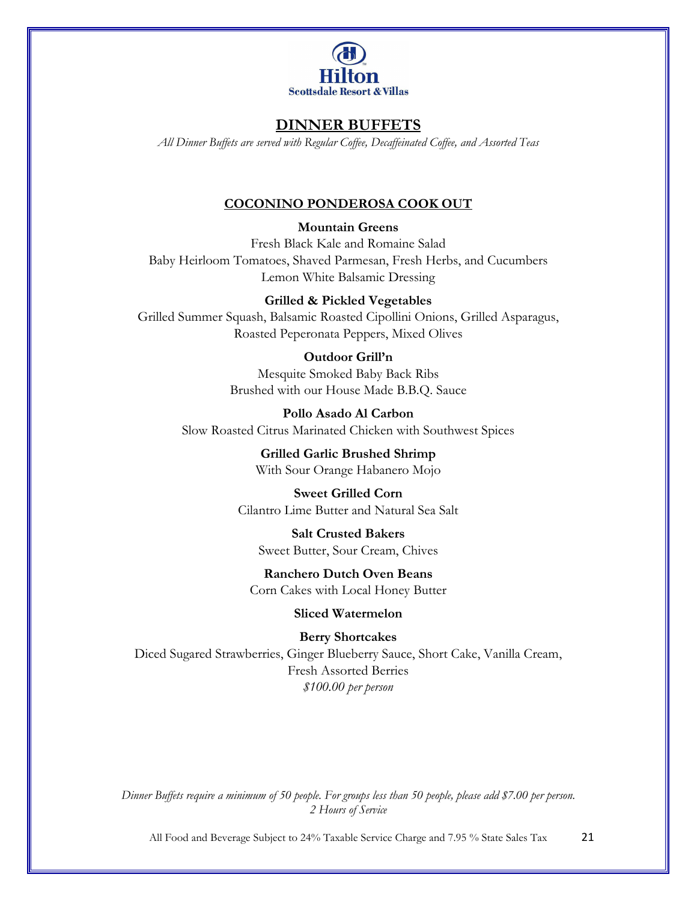Hilton
Scottsdale Resort & Villas

# DINNER BUFFETS

*All Dinner Buffets are served with Regular Coffee, Decaffeinated Coffee, and Assorted Teas*

## COCONINO PONDEROSA COOK OUT

**Mountain Greens**
Fresh Black Kale and Romaine Salad
Baby Heirloom Tomatoes, Shaved Parmesan, Fresh Herbs, and Cucumbers
Lemon White Balsamic Dressing

**Grilled & Pickled Vegetables**
Grilled Summer Squash, Balsamic Roasted Cipollini Onions, Grilled Asparagus,
Roasted Peperonata Peppers, Mixed Olives

**Outdoor Grill'n**
Mesquite Smoked Baby Back Ribs
Brushed with our House Made B.B.Q. Sauce

**Pollo Asado Al Carbon**
Slow Roasted Citrus Marinated Chicken with Southwest Spices

**Grilled Garlic Brushed Shrimp**
With Sour Orange Habanero Mojo

**Sweet Grilled Corn**
Cilantro Lime Butter and Natural Sea Salt

**Salt Crusted Bakers**
Sweet Butter, Sour Cream, Chives

**Ranchero Dutch Oven Beans**
Corn Cakes with Local Honey Butter

**Sliced Watermelon**

**Berry Shortcakes**
Diced Sugared Strawberries, Ginger Blueberry Sauce, Short Cake, Vanilla Cream,
Fresh Assorted Berries
*$100.00 per person*

*Dinner Buffets require a minimum of 50 people. For groups less than 50 people, please add $7.00 per person.*
*2 Hours of Service*

All Food and Beverage Subject to 24% Taxable Service Charge and 7.95 % State Sales Tax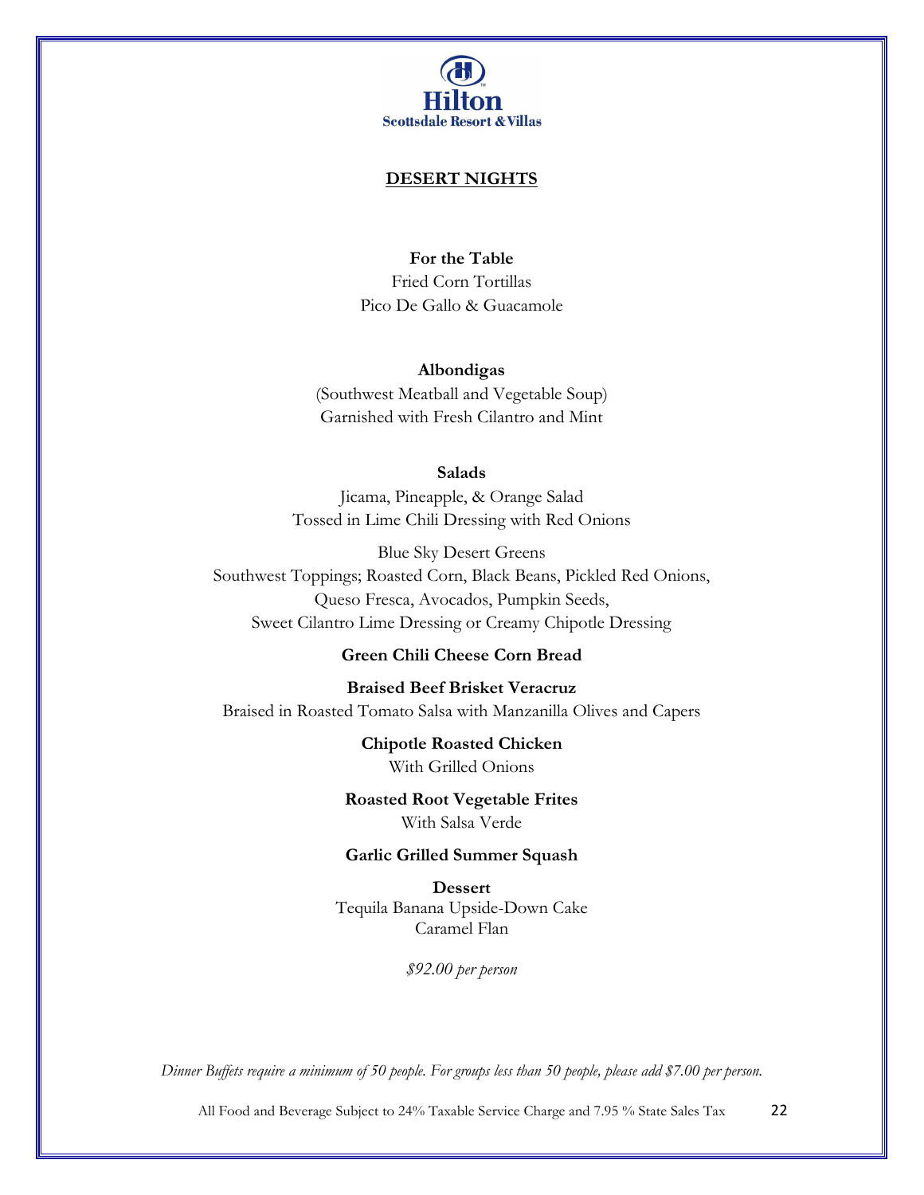Hilton
Scottsdale Resort & Villas

## DESERT NIGHTS

**For the Table**
Fried Corn Tortillas
Pico De Gallo & Guacamole

**Albondigas**
(Southwest Meatball and Vegetable Soup)
Garnished with Fresh Cilantro and Mint

**Salads**
Jicama, Pineapple, & Orange Salad
Tossed in Lime Chili Dressing with Red Onions

Blue Sky Desert Greens
Southwest Toppings; Roasted Corn, Black Beans, Pickled Red Onions,
Queso Fresca, Avocados, Pumpkin Seeds,
Sweet Cilantro Lime Dressing or Creamy Chipotle Dressing

**Green Chili Cheese Corn Bread**

**Braised Beef Brisket Veracruz**
Braised in Roasted Tomato Salsa with Manzanilla Olives and Capers

**Chipotle Roasted Chicken**
With Grilled Onions

**Roasted Root Vegetable Frites**
With Salsa Verde

**Garlic Grilled Summer Squash**

**Dessert**
Tequila Banana Upside-Down Cake
Caramel Flan

*$92.00 per person*

*Dinner Buffets require a minimum of 50 people. For groups less than 50 people, please add $7.00 per person.*

All Food and Beverage Subject to 24% Taxable Service Charge and 7.95 % State Sales Tax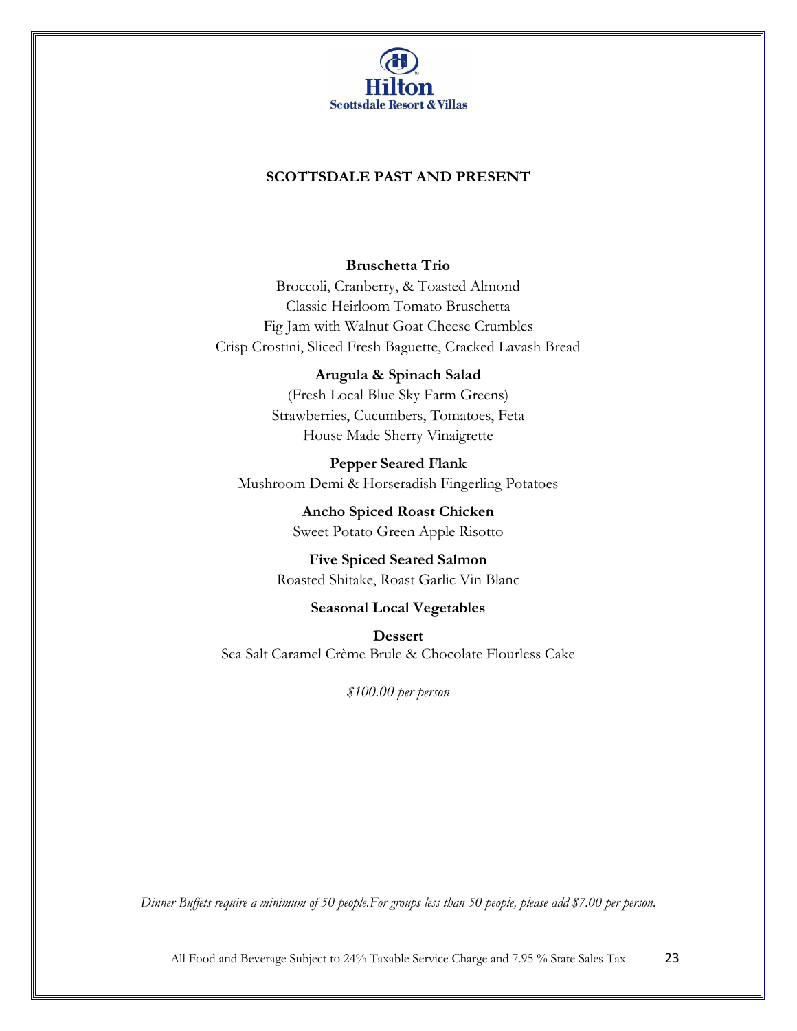Hilton
Scottsdale Resort & Villas

## SCOTTSDALE PAST AND PRESENT

**Bruschetta Trio**
Broccoli, Cranberry, & Toasted Almond
Classic Heirloom Tomato Bruschetta
Fig Jam with Walnut Goat Cheese Crumbles
Crisp Crostini, Sliced Fresh Baguette, Cracked Lavash Bread

**Arugula & Spinach Salad**
(Fresh Local Blue Sky Farm Greens)
Strawberries, Cucumbers, Tomatoes, Feta
House Made Sherry Vinaigrette

**Pepper Seared Flank**
Mushroom Demi & Horseradish Fingerling Potatoes

**Ancho Spiced Roast Chicken**
Sweet Potato Green Apple Risotto

**Five Spiced Seared Salmon**
Roasted Shitake, Roast Garlic Vin Blanc

**Seasonal Local Vegetables**

**Dessert**
Sea Salt Caramel Crème Brule & Chocolate Flourless Cake

*$100.00 per person*

*Dinner Buffets require a minimum of 50 people.For groups less than 50 people, please add $7.00 per person.*

All Food and Beverage Subject to 24% Taxable Service Charge and 7.95 % State Sales Tax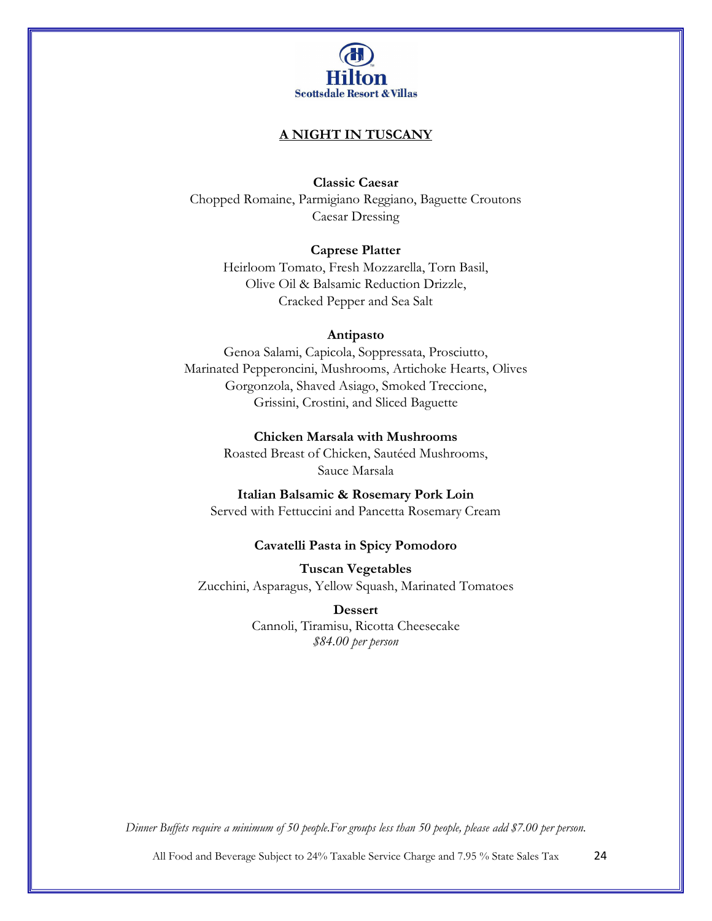Hilton
Scottsdale Resort & Villas

# A NIGHT IN TUSCANY

**Classic Caesar**
Chopped Romaine, Parmigiano Reggiano, Baguette Croutons
Caesar Dressing

**Caprese Platter**
Heirloom Tomato, Fresh Mozzarella, Torn Basil,
Olive Oil & Balsamic Reduction Drizzle,
Cracked Pepper and Sea Salt

**Antipasto**
Genoa Salami, Capicola, Soppressata, Prosciutto,
Marinated Pepperoncini, Mushrooms, Artichoke Hearts, Olives
Gorgonzola, Shaved Asiago, Smoked Treccione,
Grissini, Crostini, and Sliced Baguette

**Chicken Marsala with Mushrooms**
Roasted Breast of Chicken, Sautéed Mushrooms,
Sauce Marsala

**Italian Balsamic & Rosemary Pork Loin**
Served with Fettuccini and Pancetta Rosemary Cream

**Cavatelli Pasta in Spicy Pomodoro**

**Tuscan Vegetables**
Zucchini, Asparagus, Yellow Squash, Marinated Tomatoes

**Dessert**
Cannoli, Tiramisu, Ricotta Cheesecake
*$84.00 per person*

*Dinner Buffets require a minimum of 50 people.For groups less than 50 people, please add $7.00 per person.*

All Food and Beverage Subject to 24% Taxable Service Charge and 7.95 % State Sales Tax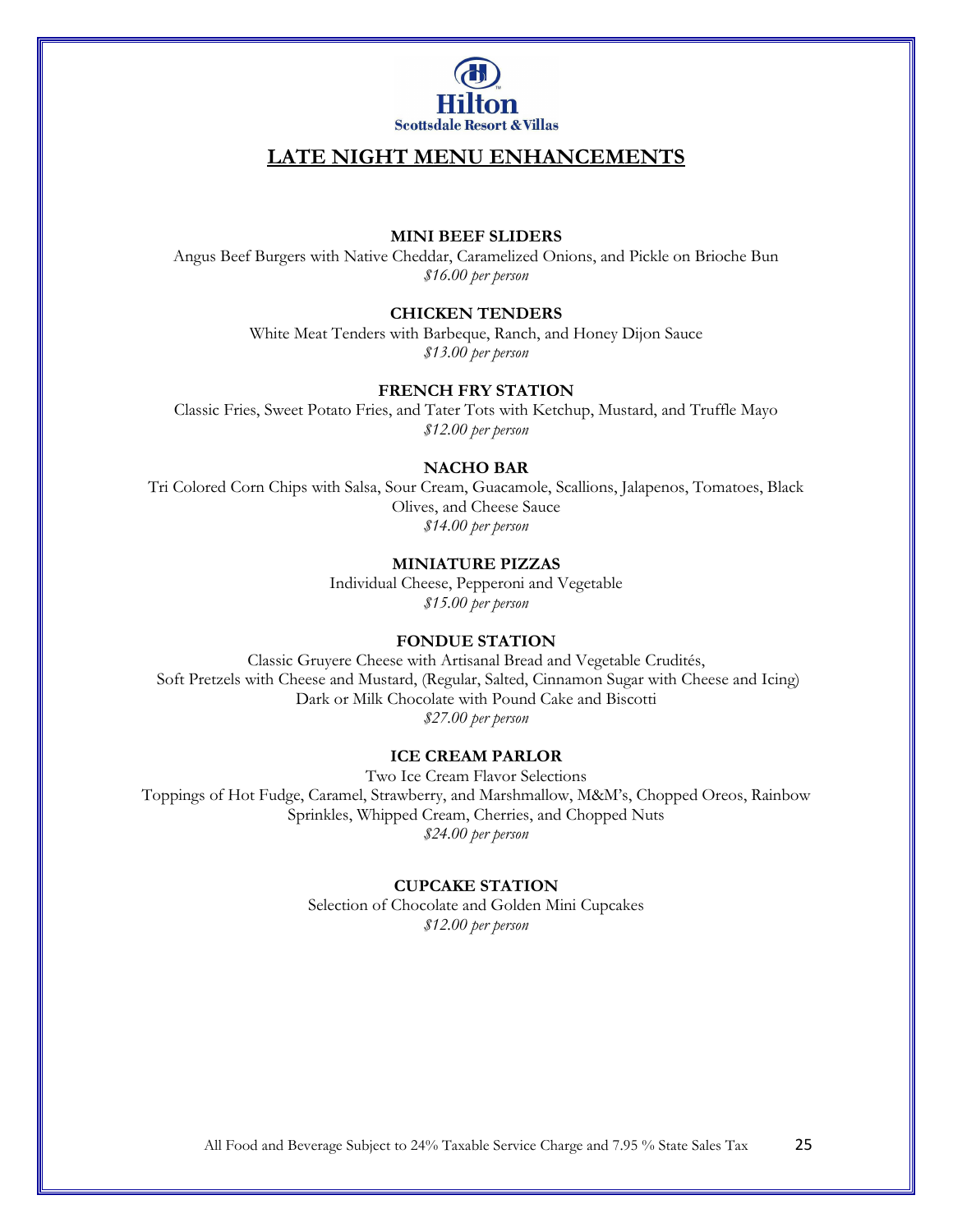**Hilton**
**Scottsdale Resort & Villas**

# LATE NIGHT MENU ENHANCEMENTS

**MINI BEEF SLIDERS**

Angus Beef Burgers with Native Cheddar, Caramelized Onions, and Pickle on Brioche Bun

*$16.00 per person*

**CHICKEN TENDERS**

White Meat Tenders with Barbeque, Ranch, and Honey Dijon Sauce

*$13.00 per person*

**FRENCH FRY STATION**

Classic Fries, Sweet Potato Fries, and Tater Tots with Ketchup, Mustard, and Truffle Mayo

*$12.00 per person*

**NACHO BAR**

Tri Colored Corn Chips with Salsa, Sour Cream, Guacamole, Scallions, Jalapenos, Tomatoes, Black Olives, and Cheese Sauce

*$14.00 per person*

**MINIATURE PIZZAS**

Individual Cheese, Pepperoni and Vegetable

*$15.00 per person*

**FONDUE STATION**

Classic Gruyere Cheese with Artisanal Bread and Vegetable Crudités,

Soft Pretzels with Cheese and Mustard, (Regular, Salted, Cinnamon Sugar with Cheese and Icing)

Dark or Milk Chocolate with Pound Cake and Biscotti

*$27.00 per person*

**ICE CREAM PARLOR**

Two Ice Cream Flavor Selections

Toppings of Hot Fudge, Caramel, Strawberry, and Marshmallow, M&M's, Chopped Oreos, Rainbow Sprinkles, Whipped Cream, Cherries, and Chopped Nuts

*$24.00 per person*

**CUPCAKE STATION**

Selection of Chocolate and Golden Mini Cupcakes

*$12.00 per person*

All Food and Beverage Subject to 24% Taxable Service Charge and 7.95 % State Sales Tax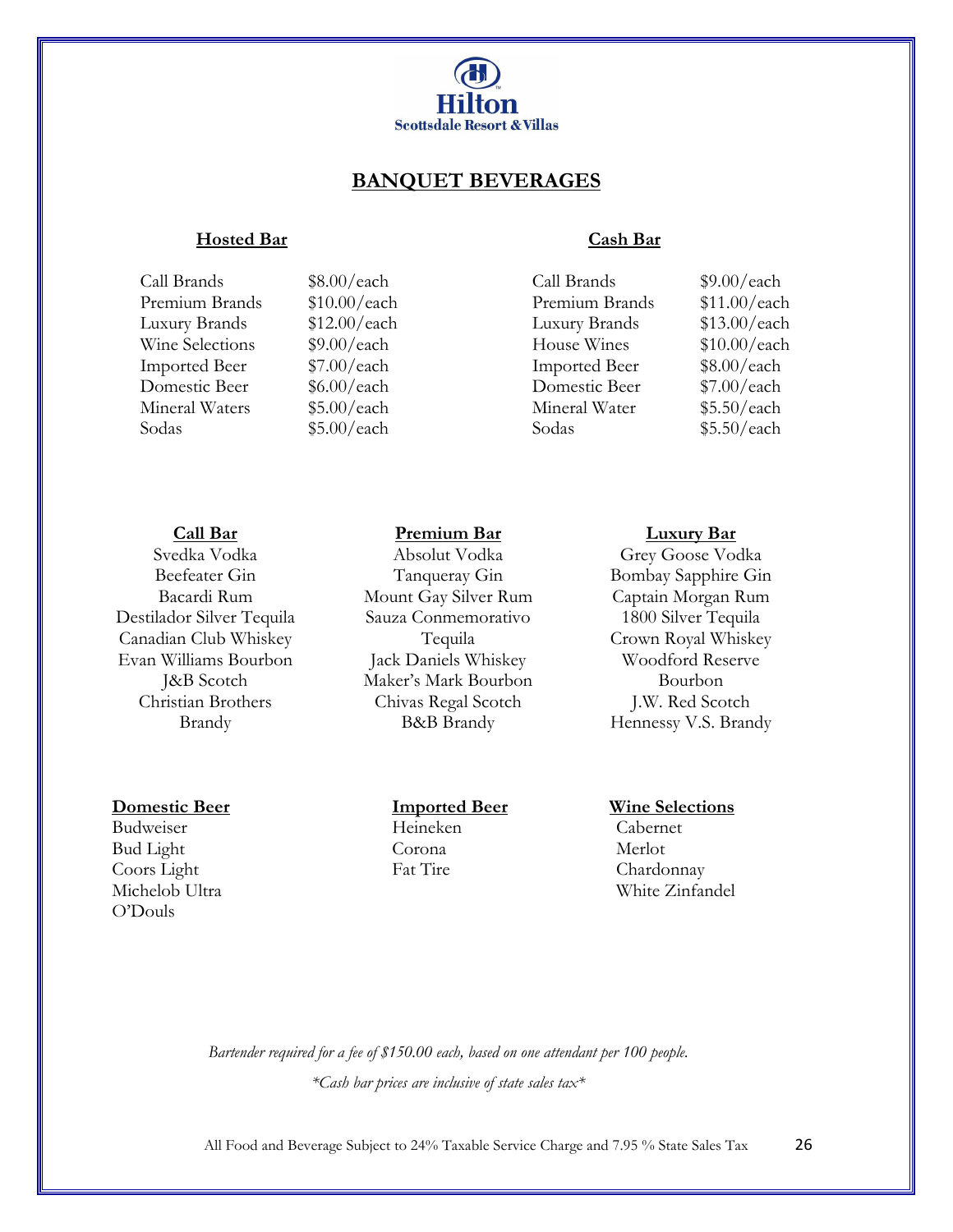Hilton Scottsdale Resort & Villas

# BANQUET BEVERAGES

## Hosted Bar

| Item | Price |
|---|---|
| Call Brands | $8.00/each |
| Premium Brands | $10.00/each |
| Luxury Brands | $12.00/each |
| Wine Selections | $9.00/each |
| Imported Beer | $7.00/each |
| Domestic Beer | $6.00/each |
| Mineral Waters | $5.00/each |
| Sodas | $5.00/each |

## Cash Bar

| Item | Price |
|---|---|
| Call Brands | $9.00/each |
| Premium Brands | $11.00/each |
| Luxury Brands | $13.00/each |
| House Wines | $10.00/each |
| Imported Beer | $8.00/each |
| Domestic Beer | $7.00/each |
| Mineral Water | $5.50/each |
| Sodas | $5.50/each |

### Call Bar

- Svedka Vodka
- Beefeater Gin
- Bacardi Rum
- Destilador Silver Tequila
- Canadian Club Whiskey
- Evan Williams Bourbon
- J&B Scotch
- Christian Brothers Brandy

### Premium Bar

- Absolut Vodka
- Tanqueray Gin
- Mount Gay Silver Rum
- Sauza Conmemorativo Tequila
- Jack Daniels Whiskey
- Maker's Mark Bourbon
- Chivas Regal Scotch
- B&B Brandy

### Luxury Bar

- Grey Goose Vodka
- Bombay Sapphire Gin
- Captain Morgan Rum
- 1800 Silver Tequila
- Crown Royal Whiskey
- Woodford Reserve Bourbon
- J.W. Red Scotch
- Hennessy V.S. Brandy

### Domestic Beer

- Budweiser
- Bud Light
- Coors Light
- Michelob Ultra
- O'Douls

### Imported Beer

- Heineken
- Corona
- Fat Tire

### Wine Selections

- Cabernet
- Merlot
- Chardonnay
- White Zinfandel

*Bartender required for a fee of $150.00 each, based on one attendant per 100 people.*

*\*Cash bar prices are inclusive of state sales tax\**

All Food and Beverage Subject to 24% Taxable Service Charge and 7.95 % State Sales Tax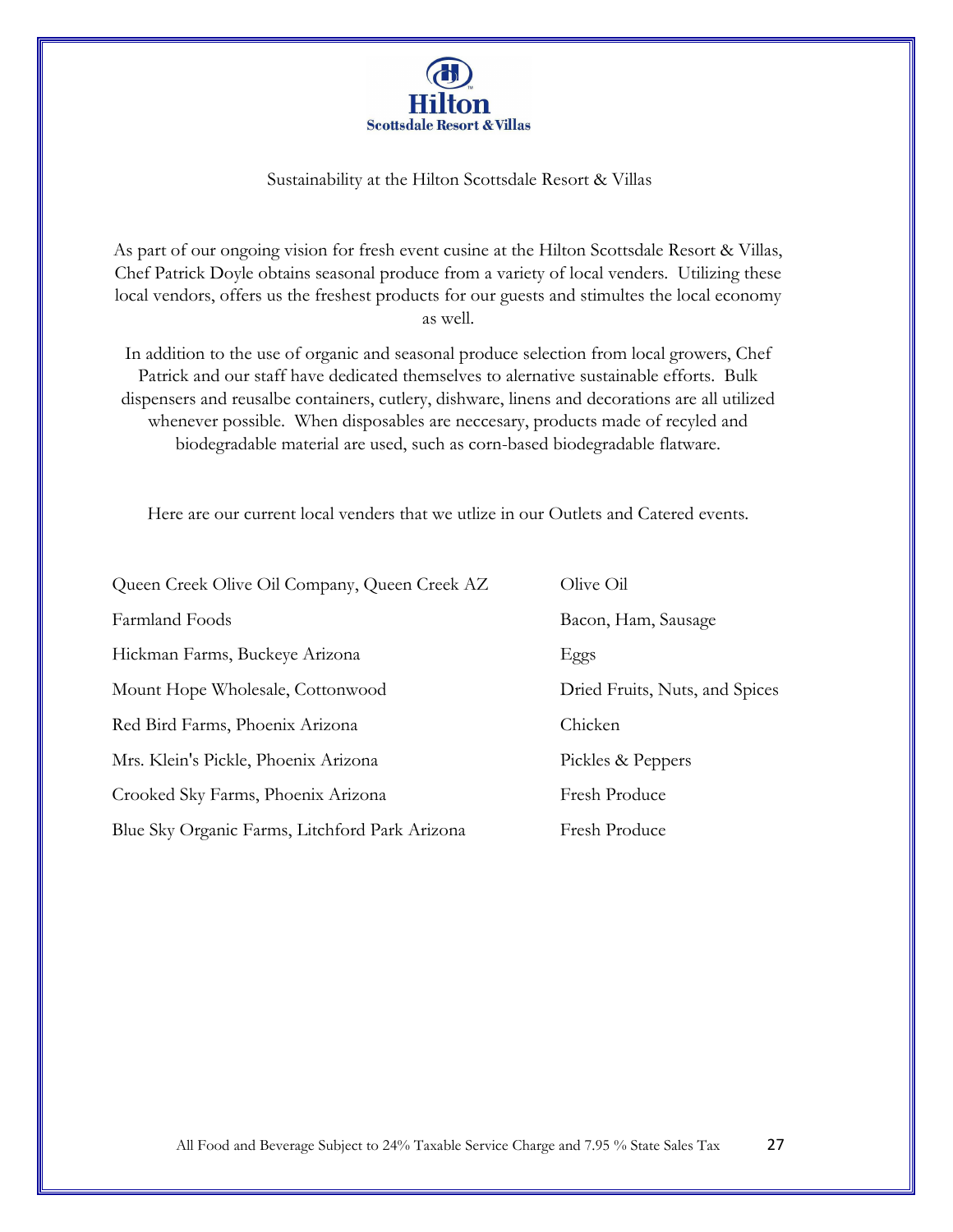Hilton

Scottsdale Resort & Villas

## Sustainability at the Hilton Scottsdale Resort & Villas

As part of our ongoing vision for fresh event cusine at the Hilton Scottsdale Resort & Villas, Chef Patrick Doyle obtains seasonal produce from a variety of local venders. Utilizing these local vendors, offers us the freshest products for our guests and stimultes the local economy as well.

In addition to the use of organic and seasonal produce selection from local growers, Chef Patrick and our staff have dedicated themselves to alernative sustainable efforts. Bulk dispensers and reusalbe containers, cutlery, dishware, linens and decorations are all utilized whenever possible. When disposables are neccesary, products made of recyled and biodegradable material are used, such as corn-based biodegradable flatware.

Here are our current local venders that we utlize in our Outlets and Catered events.

| | |
|---|---|
| Queen Creek Olive Oil Company, Queen Creek AZ | Olive Oil |
| Farmland Foods | Bacon, Ham, Sausage |
| Hickman Farms, Buckeye Arizona | Eggs |
| Mount Hope Wholesale, Cottonwood | Dried Fruits, Nuts, and Spices |
| Red Bird Farms, Phoenix Arizona | Chicken |
| Mrs. Klein's Pickle, Phoenix Arizona | Pickles & Peppers |
| Crooked Sky Farms, Phoenix Arizona | Fresh Produce |
| Blue Sky Organic Farms, Litchford Park Arizona | Fresh Produce |

All Food and Beverage Subject to 24% Taxable Service Charge and 7.95 % State Sales Tax